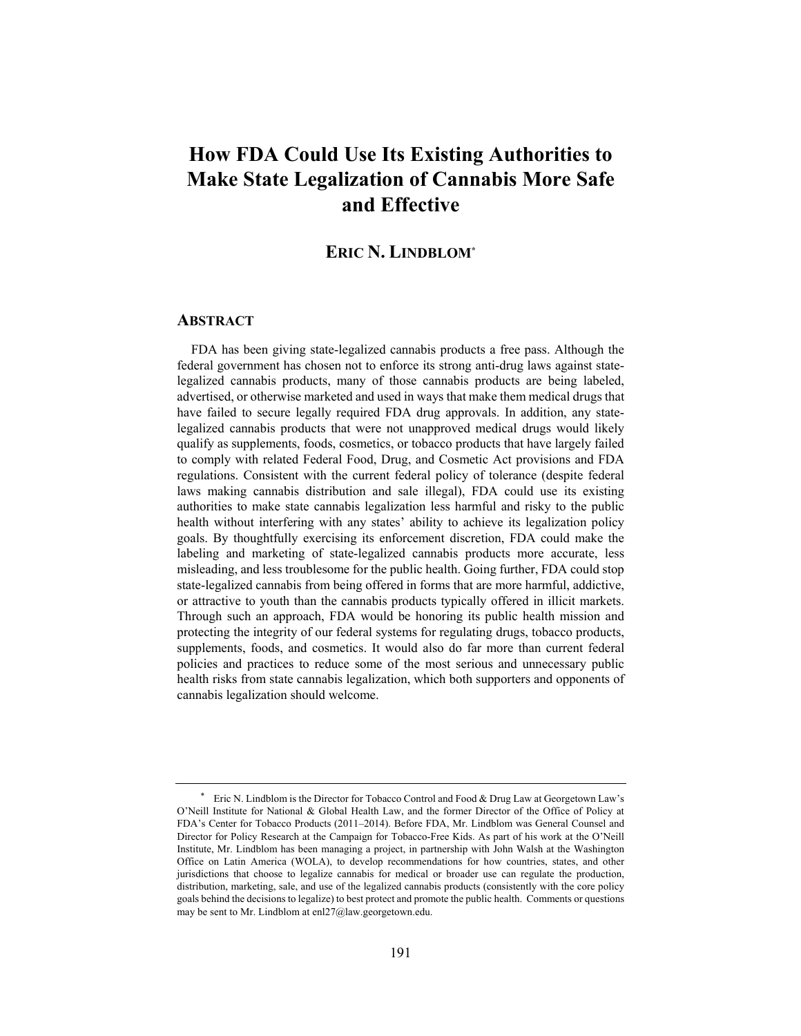# How FDA Could Use Its Existing Authorities to Make State Legalization of Cannabis More Safe and Effective

**ERIC N. LINDBLOM**[*]

## ABSTRACT

FDA has been giving state-legalized cannabis products a free pass. Although the federal government has chosen not to enforce its strong anti-drug laws against state-legalized cannabis products, many of those cannabis products are being labeled, advertised, or otherwise marketed and used in ways that make them medical drugs that have failed to secure legally required FDA drug approvals. In addition, any state-legalized cannabis products that were not unapproved medical drugs would likely qualify as supplements, foods, cosmetics, or tobacco products that have largely failed to comply with related Federal Food, Drug, and Cosmetic Act provisions and FDA regulations. Consistent with the current federal policy of tolerance (despite federal laws making cannabis distribution and sale illegal), FDA could use its existing authorities to make state cannabis legalization less harmful and risky to the public health without interfering with any states' ability to achieve its legalization policy goals. By thoughtfully exercising its enforcement discretion, FDA could make the labeling and marketing of state-legalized cannabis products more accurate, less misleading, and less troublesome for the public health. Going further, FDA could stop state-legalized cannabis from being offered in forms that are more harmful, addictive, or attractive to youth than the cannabis products typically offered in illicit markets. Through such an approach, FDA would be honoring its public health mission and protecting the integrity of our federal systems for regulating drugs, tobacco products, supplements, foods, and cosmetics. It would also do far more than current federal policies and practices to reduce some of the most serious and unnecessary public health risks from state cannabis legalization, which both supporters and opponents of cannabis legalization should welcome.

---

[*] Eric N. Lindblom is the Director for Tobacco Control and Food & Drug Law at Georgetown Law's O'Neill Institute for National & Global Health Law, and the former Director of the Office of Policy at FDA's Center for Tobacco Products (2011–2014). Before FDA, Mr. Lindblom was General Counsel and Director for Policy Research at the Campaign for Tobacco-Free Kids. As part of his work at the O'Neill Institute, Mr. Lindblom has been managing a project, in partnership with John Walsh at the Washington Office on Latin America (WOLA), to develop recommendations for how countries, states, and other jurisdictions that choose to legalize cannabis for medical or broader use can regulate the production, distribution, marketing, sale, and use of the legalized cannabis products (consistently with the core policy goals behind the decisions to legalize) to best protect and promote the public health. Comments or questions may be sent to Mr. Lindblom at enl27@law.georgetown.edu.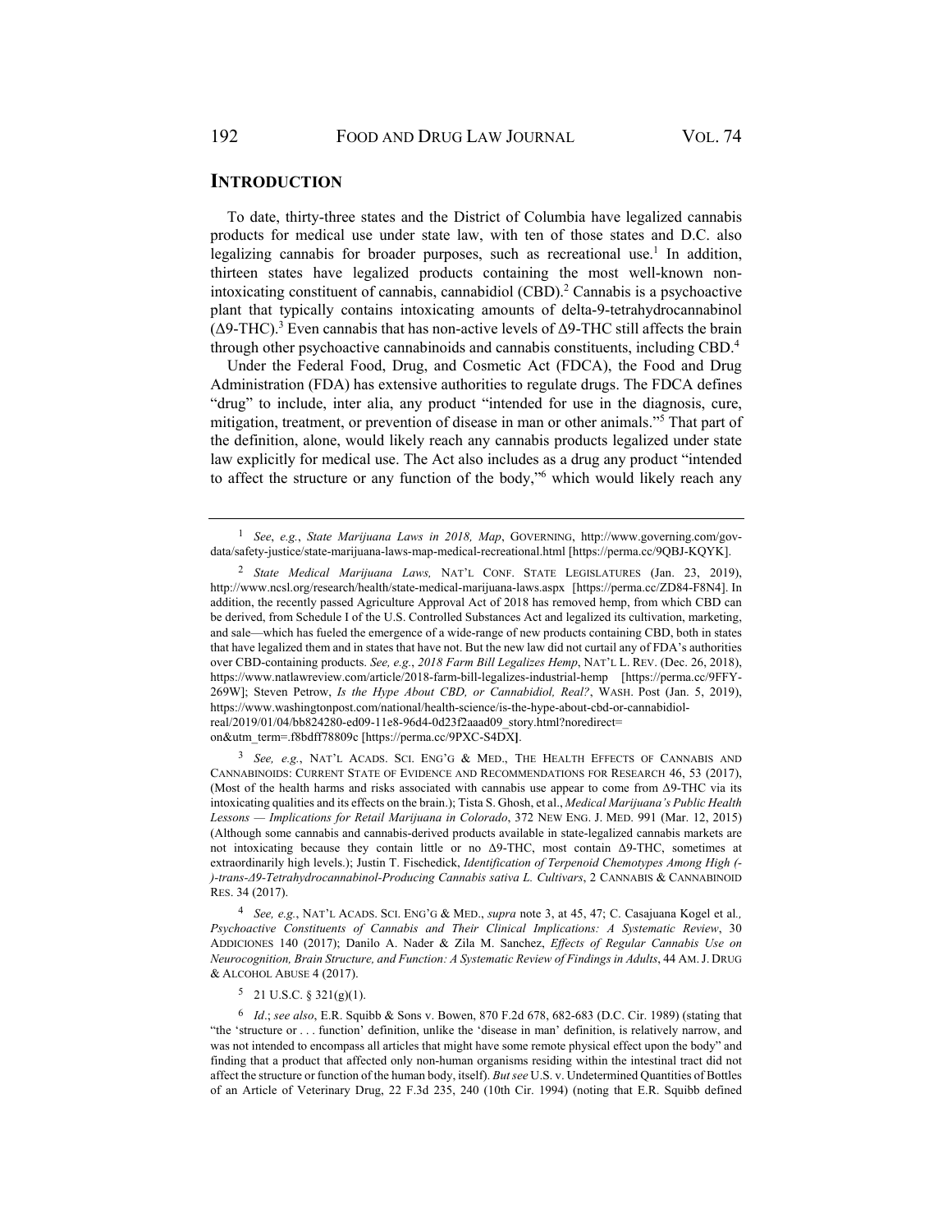## INTRODUCTION

To date, thirty-three states and the District of Columbia have legalized cannabis products for medical use under state law, with ten of those states and D.C. also legalizing cannabis for broader purposes, such as recreational use.[1] In addition, thirteen states have legalized products containing the most well-known non-intoxicating constituent of cannabis, cannabidiol (CBD).[2] Cannabis is a psychoactive plant that typically contains intoxicating amounts of delta-9-tetrahydrocannabinol (Δ9-THC).[3] Even cannabis that has non-active levels of Δ9-THC still affects the brain through other psychoactive cannabinoids and cannabis constituents, including CBD.[4]

Under the Federal Food, Drug, and Cosmetic Act (FDCA), the Food and Drug Administration (FDA) has extensive authorities to regulate drugs. The FDCA defines "drug" to include, inter alia, any product "intended for use in the diagnosis, cure, mitigation, treatment, or prevention of disease in man or other animals."[5] That part of the definition, alone, would likely reach any cannabis products legalized under state law explicitly for medical use. The Act also includes as a drug any product "intended to affect the structure or any function of the body,"[6] which would likely reach any

---

[1] *See*, *e.g.*, *State Marijuana Laws in 2018, Map*, GOVERNING, http://www.governing.com/gov-data/safety-justice/state-marijuana-laws-map-medical-recreational.html [https://perma.cc/9QBJ-KQYK].

[2] *State Medical Marijuana Laws,* NAT'L CONF. STATE LEGISLATURES (Jan. 23, 2019), http://www.ncsl.org/research/health/state-medical-marijuana-laws.aspx [https://perma.cc/ZD84-F8N4]. In addition, the recently passed Agriculture Approval Act of 2018 has removed hemp, from which CBD can be derived, from Schedule I of the U.S. Controlled Substances Act and legalized its cultivation, marketing, and sale—which has fueled the emergence of a wide-range of new products containing CBD, both in states that have legalized them and in states that have not. But the new law did not curtail any of FDA's authorities over CBD-containing products. *See, e.g.*, *2018 Farm Bill Legalizes Hemp*, NAT'L L. REV. (Dec. 26, 2018), https://www.natlawreview.com/article/2018-farm-bill-legalizes-industrial-hemp [https://perma.cc/9FFY-269W]; Steven Petrow, *Is the Hype About CBD, or Cannabidiol, Real?*, WASH. Post (Jan. 5, 2019), https://www.washingtonpost.com/national/health-science/is-the-hype-about-cbd-or-cannabidiol-real/2019/01/04/bb824280-ed09-11e8-96d4-0d23f2aaad09_story.html?noredirect=on&utm_term=.f8bdff78809c [https://perma.cc/9PXC-S4DX].

[3] *See, e.g.*, NAT'L ACADS. SCI. ENG'G & MED., THE HEALTH EFFECTS OF CANNABIS AND CANNABINOIDS: CURRENT STATE OF EVIDENCE AND RECOMMENDATIONS FOR RESEARCH 46, 53 (2017), (Most of the health harms and risks associated with cannabis use appear to come from Δ9-THC via its intoxicating qualities and its effects on the brain.); Tista S. Ghosh, et al., *Medical Marijuana's Public Health Lessons — Implications for Retail Marijuana in Colorado*, 372 NEW ENG. J. MED. 991 (Mar. 12, 2015) (Although some cannabis and cannabis-derived products available in state-legalized cannabis markets are not intoxicating because they contain little or no Δ9-THC, most contain Δ9-THC, sometimes at extraordinarily high levels.); Justin T. Fischedick, *Identification of Terpenoid Chemotypes Among High (-)-trans-Δ9-Tetrahydrocannabinol-Producing Cannabis sativa L. Cultivars*, 2 CANNABIS & CANNABINOID RES. 34 (2017).

[4] *See, e.g.*, NAT'L ACADS. SCI. ENG'G & MED., *supra* note 3, at 45, 47; C. Casajuana Kogel et al*., Psychoactive Constituents of Cannabis and Their Clinical Implications: A Systematic Review*, 30 ADDICIONES 140 (2017); Danilo A. Nader & Zila M. Sanchez, *Effects of Regular Cannabis Use on Neurocognition, Brain Structure, and Function: A Systematic Review of Findings in Adults*, 44 AM. J. DRUG & ALCOHOL ABUSE 4 (2017).

[5] 21 U.S.C. § 321(g)(1).

[6] *Id*.; *see also*, E.R. Squibb & Sons v. Bowen, 870 F.2d 678, 682-683 (D.C. Cir. 1989) (stating that "the 'structure or . . . function' definition, unlike the 'disease in man' definition, is relatively narrow, and was not intended to encompass all articles that might have some remote physical effect upon the body" and finding that a product that affected only non-human organisms residing within the intestinal tract did not affect the structure or function of the human body, itself). *But see* U.S. v. Undetermined Quantities of Bottles of an Article of Veterinary Drug, 22 F.3d 235, 240 (10th Cir. 1994) (noting that E.R. Squibb defined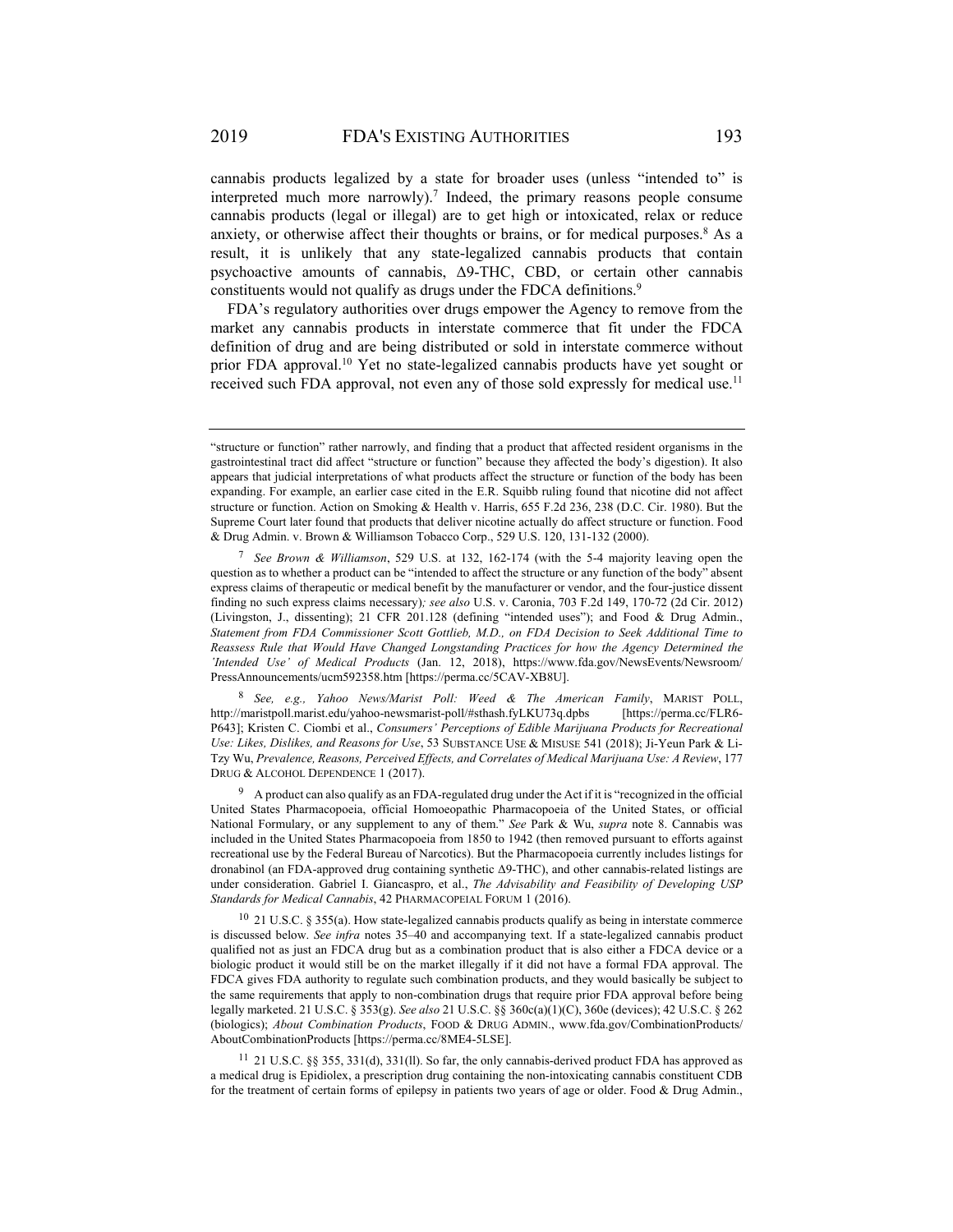cannabis products legalized by a state for broader uses (unless "intended to" is interpreted much more narrowly).[7] Indeed, the primary reasons people consume cannabis products (legal or illegal) are to get high or intoxicated, relax or reduce anxiety, or otherwise affect their thoughts or brains, or for medical purposes.[8] As a result, it is unlikely that any state-legalized cannabis products that contain psychoactive amounts of cannabis, Δ9-THC, CBD, or certain other cannabis constituents would not qualify as drugs under the FDCA definitions.[9]

FDA's regulatory authorities over drugs empower the Agency to remove from the market any cannabis products in interstate commerce that fit under the FDCA definition of drug and are being distributed or sold in interstate commerce without prior FDA approval.[10] Yet no state-legalized cannabis products have yet sought or received such FDA approval, not even any of those sold expressly for medical use.[11]

---

"structure or function" rather narrowly, and finding that a product that affected resident organisms in the gastrointestinal tract did affect "structure or function" because they affected the body's digestion). It also appears that judicial interpretations of what products affect the structure or function of the body has been expanding. For example, an earlier case cited in the E.R. Squibb ruling found that nicotine did not affect structure or function. Action on Smoking & Health v. Harris, 655 F.2d 236, 238 (D.C. Cir. 1980). But the Supreme Court later found that products that deliver nicotine actually do affect structure or function. Food & Drug Admin. v. Brown & Williamson Tobacco Corp., 529 U.S. 120, 131-132 (2000).

[7] *See Brown & Williamson*, 529 U.S. at 132, 162-174 (with the 5-4 majority leaving open the question as to whether a product can be "intended to affect the structure or any function of the body" absent express claims of therapeutic or medical benefit by the manufacturer or vendor, and the four-justice dissent finding no such express claims necessary)*; see also* U.S. v. Caronia, 703 F.2d 149, 170-72 (2d Cir. 2012) (Livingston, J., dissenting); 21 CFR 201.128 (defining "intended uses"); and Food & Drug Admin., *Statement from FDA Commissioner Scott Gottlieb, M.D., on FDA Decision to Seek Additional Time to Reassess Rule that Would Have Changed Longstanding Practices for how the Agency Determined the 'Intended Use' of Medical Products* (Jan. 12, 2018), https://www.fda.gov/NewsEvents/Newsroom/PressAnnouncements/ucm592358.htm [https://perma.cc/5CAV-XB8U].

[8] *See, e.g., Yahoo News/Marist Poll: Weed & The American Family*, MARIST POLL, http://maristpoll.marist.edu/yahoo-newsmarist-poll/#sthash.fyLKU73q.dpbs [https://perma.cc/FLR6-P643]; Kristen C. Ciombi et al., *Consumers' Perceptions of Edible Marijuana Products for Recreational Use: Likes, Dislikes, and Reasons for Use*, 53 SUBSTANCE USE & MISUSE 541 (2018); Ji-Yeun Park & Li-Tzy Wu, *Prevalence, Reasons, Perceived Effects, and Correlates of Medical Marijuana Use: A Review*, 177 DRUG & ALCOHOL DEPENDENCE 1 (2017).

[9] A product can also qualify as an FDA-regulated drug under the Act if it is "recognized in the official United States Pharmacopoeia, official Homoeopathic Pharmacopoeia of the United States, or official National Formulary, or any supplement to any of them." *See* Park & Wu, *supra* note 8. Cannabis was included in the United States Pharmacopoeia from 1850 to 1942 (then removed pursuant to efforts against recreational use by the Federal Bureau of Narcotics). But the Pharmacopoeia currently includes listings for dronabinol (an FDA-approved drug containing synthetic Δ9-THC), and other cannabis-related listings are under consideration. Gabriel I. Giancaspro, et al., *The Advisability and Feasibility of Developing USP Standards for Medical Cannabis*, 42 PHARMACOPEIAL FORUM 1 (2016).

[10] 21 U.S.C. § 355(a). How state-legalized cannabis products qualify as being in interstate commerce is discussed below. *See infra* notes 35–40 and accompanying text. If a state-legalized cannabis product qualified not as just an FDCA drug but as a combination product that is also either a FDCA device or a biologic product it would still be on the market illegally if it did not have a formal FDA approval. The FDCA gives FDA authority to regulate such combination products, and they would basically be subject to the same requirements that apply to non-combination drugs that require prior FDA approval before being legally marketed. 21 U.S.C. § 353(g). *See also* 21 U.S.C. §§ 360c(a)(1)(C), 360e (devices); 42 U.S.C. § 262 (biologics); *About Combination Products*, FOOD & DRUG ADMIN., www.fda.gov/CombinationProducts/AboutCombinationProducts [https://perma.cc/8ME4-5LSE].

[11] 21 U.S.C. §§ 355, 331(d), 331(ll). So far, the only cannabis-derived product FDA has approved as a medical drug is Epidiolex, a prescription drug containing the non-intoxicating cannabis constituent CDB for the treatment of certain forms of epilepsy in patients two years of age or older. Food & Drug Admin.,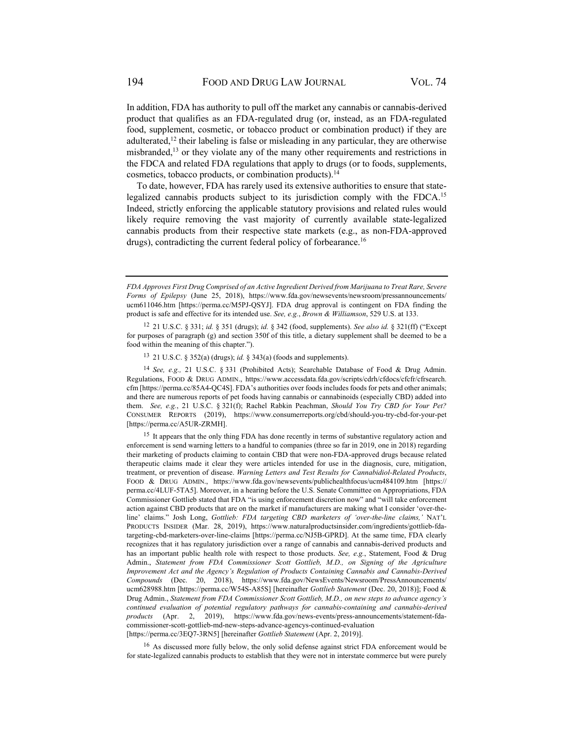In addition, FDA has authority to pull off the market any cannabis or cannabis-derived product that qualifies as an FDA-regulated drug (or, instead, as an FDA-regulated food, supplement, cosmetic, or tobacco product or combination product) if they are adulterated,[12] their labeling is false or misleading in any particular, they are otherwise misbranded,[13] or they violate any of the many other requirements and restrictions in the FDCA and related FDA regulations that apply to drugs (or to foods, supplements, cosmetics, tobacco products, or combination products).[14]

To date, however, FDA has rarely used its extensive authorities to ensure that state-legalized cannabis products subject to its jurisdiction comply with the FDCA.[15] Indeed, strictly enforcing the applicable statutory provisions and related rules would likely require removing the vast majority of currently available state-legalized cannabis products from their respective state markets (e.g., as non-FDA-approved drugs), contradicting the current federal policy of forbearance.[16]

---

*FDA Approves First Drug Comprised of an Active Ingredient Derived from Marijuana to Treat Rare, Severe Forms of Epilepsy* (June 25, 2018), https://www.fda.gov/newsevents/newsroom/pressannouncements/ucm611046.htm [https://perma.cc/M5PJ-QSYJ]. FDA drug approval is contingent on FDA finding the product is safe and effective for its intended use. *See, e.g.*, *Brown & Williamson*, 529 U.S. at 133.

[12] 21 U.S.C. § 331; *id.* § 351 (drugs); *id.* § 342 (food, supplements). *See also id.* § 321(ff) ("Except for purposes of paragraph (g) and section 350f of this title, a dietary supplement shall be deemed to be a food within the meaning of this chapter.").

[13] 21 U.S.C. § 352(a) (drugs); *id.* § 343(a) (foods and supplements).

[14] *See, e.g.,* 21 U.S.C. § 331 (Prohibited Acts); Searchable Database of Food & Drug Admin. Regulations, FOOD & DRUG ADMIN., https://www.accessdata.fda.gov/scripts/cdrh/cfdocs/cfcfr/cfrsearch.cfm [https://perma.cc/85A4-QC4S]. FDA's authorities over foods includes foods for pets and other animals; and there are numerous reports of pet foods having cannabis or cannabinoids (especially CBD) added into them. *See, e.g.*, 21 U.S.C. § 321(f); Rachel Rabkin Peachman, *Should You Try CBD for Your Pet?* CONSUMER REPORTS (2019), https://www.consumerreports.org/cbd/should-you-try-cbd-for-your-pet [https://perma.cc/A5UR-ZRMH].

[15] It appears that the only thing FDA has done recently in terms of substantive regulatory action and enforcement is send warning letters to a handful to companies (three so far in 2019, one in 2018) regarding their marketing of products claiming to contain CBD that were non-FDA-approved drugs because related therapeutic claims made it clear they were articles intended for use in the diagnosis, cure, mitigation, treatment, or prevention of disease. *Warning Letters and Test Results for Cannabidiol-Related Products*, FOOD & DRUG ADMIN., https://www.fda.gov/newsevents/publichealthfocus/ucm484109.htm [https://perma.cc/4LUF-5TA5]. Moreover, in a hearing before the U.S. Senate Committee on Appropriations, FDA Commissioner Gottlieb stated that FDA "is using enforcement discretion now" and "will take enforcement action against CBD products that are on the market if manufacturers are making what I consider 'over-the-line' claims." Josh Long, *Gottlieb: FDA targeting CBD marketers of 'over-the-line claims,'* NAT'L PRODUCTS INSIDER (Mar. 28, 2019), https://www.naturalproductsinsider.com/ingredients/gottlieb-fda-targeting-cbd-marketers-over-line-claims [https://perma.cc/NJ5B-GPRD]. At the same time, FDA clearly recognizes that it has regulatory jurisdiction over a range of cannabis and cannabis-derived products and has an important public health role with respect to those products. *See, e.g.*, Statement, Food & Drug Admin., *Statement from FDA Commissioner Scott Gottlieb, M.D., on Signing of the Agriculture Improvement Act and the Agency's Regulation of Products Containing Cannabis and Cannabis-Derived Compounds* (Dec. 20, 2018), https://www.fda.gov/NewsEvents/Newsroom/PressAnnouncements/ucm628988.htm [https://perma.cc/W54S-A85S] [hereinafter *Gottlieb Statement* (Dec. 20, 2018)]; Food & Drug Admin., *Statement from FDA Commissioner Scott Gottlieb, M.D., on new steps to advance agency's continued evaluation of potential regulatory pathways for cannabis-containing and cannabis-derived products* (Apr. 2, 2019), https://www.fda.gov/news-events/press-announcements/statement-fda-commissioner-scott-gottlieb-md-new-steps-advance-agencys-continued-evaluation [https://perma.cc/3EQ7-3RN5] [hereinafter *Gottlieb Statement* (Apr. 2, 2019)].

[16] As discussed more fully below, the only solid defense against strict FDA enforcement would be for state-legalized cannabis products to establish that they were not in interstate commerce but were purely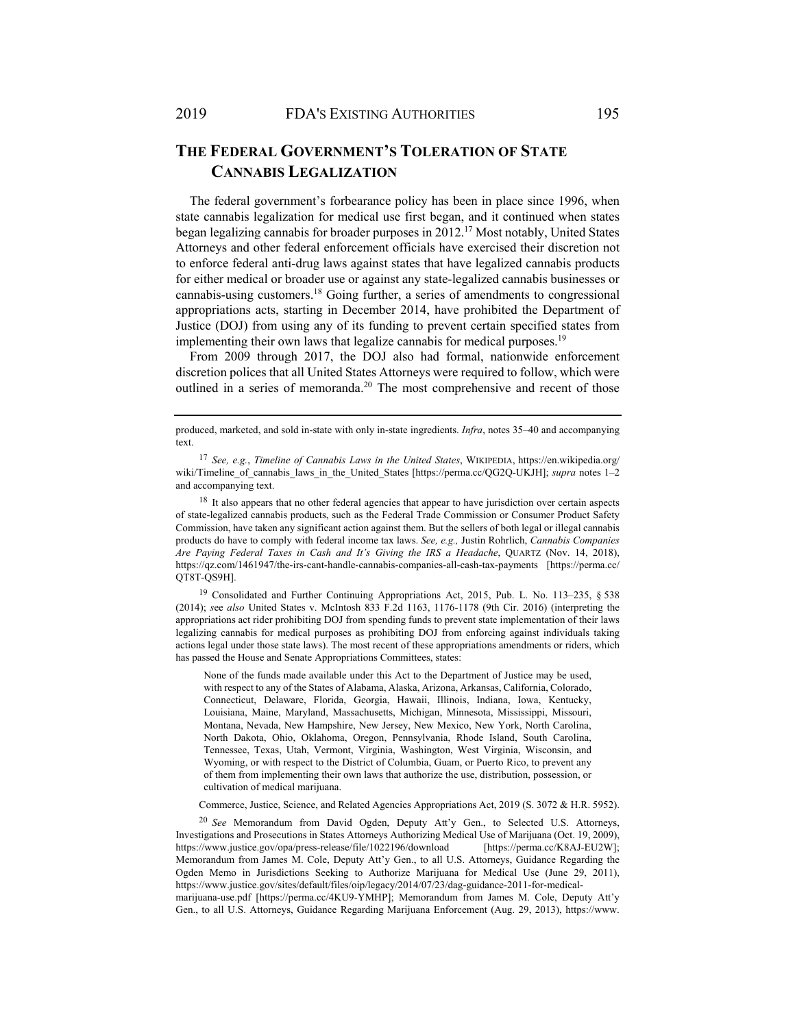## The Federal Government's Toleration of State Cannabis Legalization

The federal government's forbearance policy has been in place since 1996, when state cannabis legalization for medical use first began, and it continued when states began legalizing cannabis for broader purposes in 2012.[17] Most notably, United States Attorneys and other federal enforcement officials have exercised their discretion not to enforce federal anti-drug laws against states that have legalized cannabis products for either medical or broader use or against any state-legalized cannabis businesses or cannabis-using customers.[18] Going further, a series of amendments to congressional appropriations acts, starting in December 2014, have prohibited the Department of Justice (DOJ) from using any of its funding to prevent certain specified states from implementing their own laws that legalize cannabis for medical purposes.[19]

From 2009 through 2017, the DOJ also had formal, nationwide enforcement discretion polices that all United States Attorneys were required to follow, which were outlined in a series of memoranda.[20] The most comprehensive and recent of those

---

produced, marketed, and sold in-state with only in-state ingredients. *Infra*, notes 35–40 and accompanying text.

[17] *See, e.g.*, *Timeline of Cannabis Laws in the United States*, WIKIPEDIA, https://en.wikipedia.org/wiki/Timeline_of_cannabis_laws_in_the_United_States [https://perma.cc/QG2Q-UKJH]; *supra* notes 1–2 and accompanying text.

[18] It also appears that no other federal agencies that appear to have jurisdiction over certain aspects of state-legalized cannabis products, such as the Federal Trade Commission or Consumer Product Safety Commission, have taken any significant action against them. But the sellers of both legal or illegal cannabis products do have to comply with federal income tax laws. *See, e.g.,* Justin Rohrlich, *Cannabis Companies Are Paying Federal Taxes in Cash and It's Giving the IRS a Headache*, QUARTZ (Nov. 14, 2018), https://qz.com/1461947/the-irs-cant-handle-cannabis-companies-all-cash-tax-payments [https://perma.cc/QT8T-QS9H].

[19] Consolidated and Further Continuing Appropriations Act, 2015, Pub. L. No. 113–235, § 538 (2014); *see also* United States v. McIntosh 833 F.2d 1163, 1176-1178 (9th Cir. 2016) (interpreting the appropriations act rider prohibiting DOJ from spending funds to prevent state implementation of their laws legalizing cannabis for medical purposes as prohibiting DOJ from enforcing against individuals taking actions legal under those state laws). The most recent of these appropriations amendments or riders, which has passed the House and Senate Appropriations Committees, states:

> None of the funds made available under this Act to the Department of Justice may be used, with respect to any of the States of Alabama, Alaska, Arizona, Arkansas, California, Colorado, Connecticut, Delaware, Florida, Georgia, Hawaii, Illinois, Indiana, Iowa, Kentucky, Louisiana, Maine, Maryland, Massachusetts, Michigan, Minnesota, Mississippi, Missouri, Montana, Nevada, New Hampshire, New Jersey, New Mexico, New York, North Carolina, North Dakota, Ohio, Oklahoma, Oregon, Pennsylvania, Rhode Island, South Carolina, Tennessee, Texas, Utah, Vermont, Virginia, Washington, West Virginia, Wisconsin, and Wyoming, or with respect to the District of Columbia, Guam, or Puerto Rico, to prevent any of them from implementing their own laws that authorize the use, distribution, possession, or cultivation of medical marijuana.

Commerce, Justice, Science, and Related Agencies Appropriations Act, 2019 (S. 3072 & H.R. 5952).

[20] *See* Memorandum from David Ogden, Deputy Att'y Gen., to Selected U.S. Attorneys, Investigations and Prosecutions in States Attorneys Authorizing Medical Use of Marijuana (Oct. 19, 2009), https://www.justice.gov/opa/press-release/file/1022196/download [https://perma.cc/K8AJ-EU2W]; Memorandum from James M. Cole, Deputy Att'y Gen., to all U.S. Attorneys, Guidance Regarding the Ogden Memo in Jurisdictions Seeking to Authorize Marijuana for Medical Use (June 29, 2011), https://www.justice.gov/sites/default/files/oip/legacy/2014/07/23/dag-guidance-2011-for-medical-marijuana-use.pdf [https://perma.cc/4KU9-YMHP]; Memorandum from James M. Cole, Deputy Att'y Gen., to all U.S. Attorneys, Guidance Regarding Marijuana Enforcement (Aug. 29, 2013), https://www.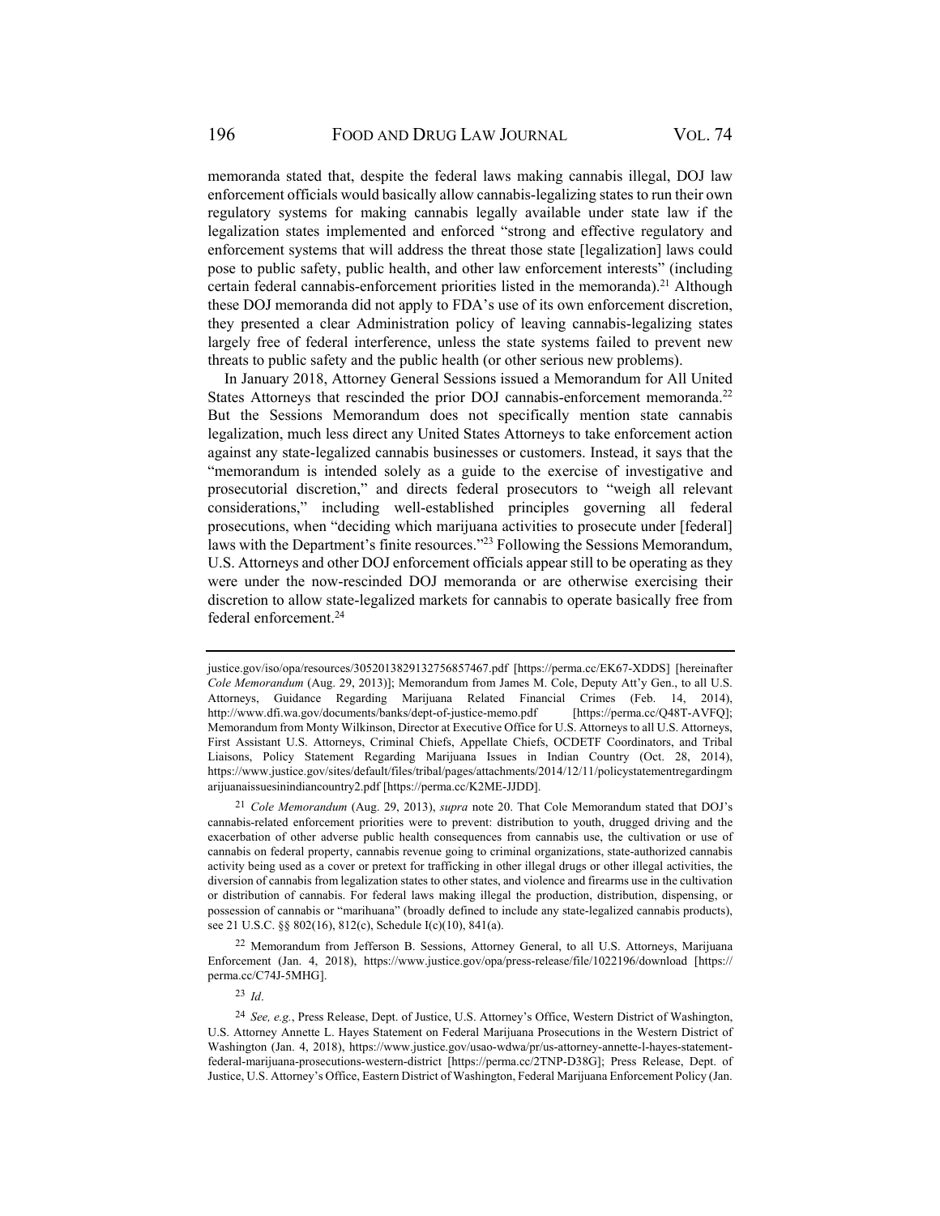memoranda stated that, despite the federal laws making cannabis illegal, DOJ law enforcement officials would basically allow cannabis-legalizing states to run their own regulatory systems for making cannabis legally available under state law if the legalization states implemented and enforced "strong and effective regulatory and enforcement systems that will address the threat those state [legalization] laws could pose to public safety, public health, and other law enforcement interests" (including certain federal cannabis-enforcement priorities listed in the memoranda).[21] Although these DOJ memoranda did not apply to FDA's use of its own enforcement discretion, they presented a clear Administration policy of leaving cannabis-legalizing states largely free of federal interference, unless the state systems failed to prevent new threats to public safety and the public health (or other serious new problems).

In January 2018, Attorney General Sessions issued a Memorandum for All United States Attorneys that rescinded the prior DOJ cannabis-enforcement memoranda.[22] But the Sessions Memorandum does not specifically mention state cannabis legalization, much less direct any United States Attorneys to take enforcement action against any state-legalized cannabis businesses or customers. Instead, it says that the "memorandum is intended solely as a guide to the exercise of investigative and prosecutorial discretion," and directs federal prosecutors to "weigh all relevant considerations," including well-established principles governing all federal prosecutions, when "deciding which marijuana activities to prosecute under [federal] laws with the Department's finite resources."[23] Following the Sessions Memorandum, U.S. Attorneys and other DOJ enforcement officials appear still to be operating as they were under the now-rescinded DOJ memoranda or are otherwise exercising their discretion to allow state-legalized markets for cannabis to operate basically free from federal enforcement.[24]

---

justice.gov/iso/opa/resources/3052013829132756857467.pdf [https://perma.cc/EK67-XDDS] [hereinafter *Cole Memorandum* (Aug. 29, 2013)]; Memorandum from James M. Cole, Deputy Att'y Gen., to all U.S. Attorneys, Guidance Regarding Marijuana Related Financial Crimes (Feb. 14, 2014), http://www.dfi.wa.gov/documents/banks/dept-of-justice-memo.pdf [https://perma.cc/Q48T-AVFQ]; Memorandum from Monty Wilkinson, Director at Executive Office for U.S. Attorneys to all U.S. Attorneys, First Assistant U.S. Attorneys, Criminal Chiefs, Appellate Chiefs, OCDETF Coordinators, and Tribal Liaisons, Policy Statement Regarding Marijuana Issues in Indian Country (Oct. 28, 2014), https://www.justice.gov/sites/default/files/tribal/pages/attachments/2014/12/11/policystatementregardingmarijuanaissuesinindiancountry2.pdf [https://perma.cc/K2ME-JJDD].

[21] *Cole Memorandum* (Aug. 29, 2013), *supra* note 20. That Cole Memorandum stated that DOJ's cannabis-related enforcement priorities were to prevent: distribution to youth, drugged driving and the exacerbation of other adverse public health consequences from cannabis use, the cultivation or use of cannabis on federal property, cannabis revenue going to criminal organizations, state-authorized cannabis activity being used as a cover or pretext for trafficking in other illegal drugs or other illegal activities, the diversion of cannabis from legalization states to other states, and violence and firearms use in the cultivation or distribution of cannabis. For federal laws making illegal the production, distribution, dispensing, or possession of cannabis or "marihuana" (broadly defined to include any state-legalized cannabis products), see 21 U.S.C. §§ 802(16), 812(c), Schedule I(c)(10), 841(a).

[22] Memorandum from Jefferson B. Sessions, Attorney General, to all U.S. Attorneys, Marijuana Enforcement (Jan. 4, 2018), https://www.justice.gov/opa/press-release/file/1022196/download [https://perma.cc/C74J-5MHG].

[23] *Id*.

[24] *See, e.g.*, Press Release, Dept. of Justice, U.S. Attorney's Office, Western District of Washington, U.S. Attorney Annette L. Hayes Statement on Federal Marijuana Prosecutions in the Western District of Washington (Jan. 4, 2018), https://www.justice.gov/usao-wdwa/pr/us-attorney-annette-l-hayes-statement-federal-marijuana-prosecutions-western-district [https://perma.cc/2TNP-D38G]; Press Release, Dept. of Justice, U.S. Attorney's Office, Eastern District of Washington, Federal Marijuana Enforcement Policy (Jan.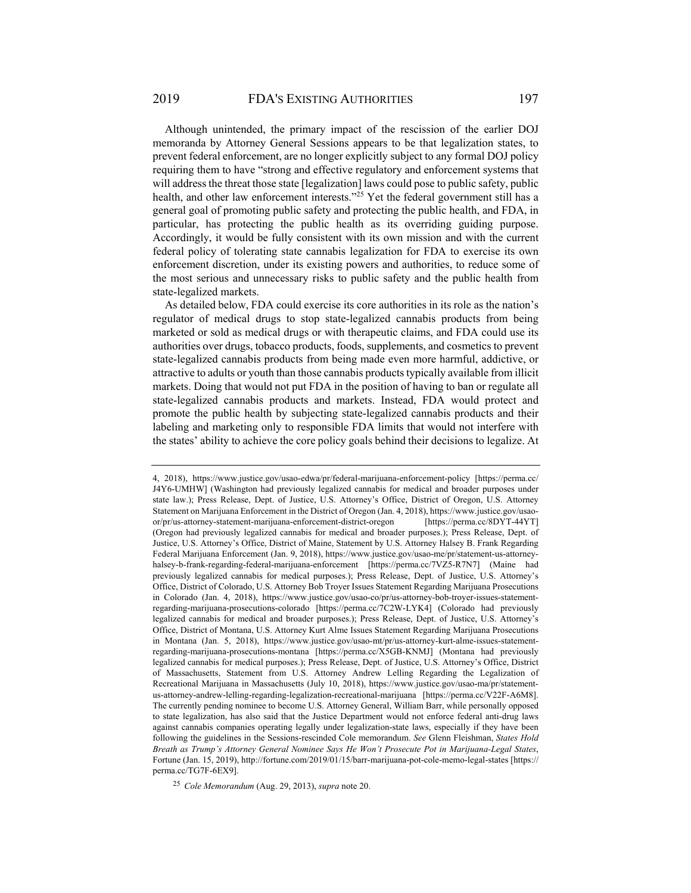Although unintended, the primary impact of the rescission of the earlier DOJ memoranda by Attorney General Sessions appears to be that legalization states, to prevent federal enforcement, are no longer explicitly subject to any formal DOJ policy requiring them to have "strong and effective regulatory and enforcement systems that will address the threat those state [legalization] laws could pose to public safety, public health, and other law enforcement interests."[25] Yet the federal government still has a general goal of promoting public safety and protecting the public health, and FDA, in particular, has protecting the public health as its overriding guiding purpose. Accordingly, it would be fully consistent with its own mission and with the current federal policy of tolerating state cannabis legalization for FDA to exercise its own enforcement discretion, under its existing powers and authorities, to reduce some of the most serious and unnecessary risks to public safety and the public health from state-legalized markets.

As detailed below, FDA could exercise its core authorities in its role as the nation's regulator of medical drugs to stop state-legalized cannabis products from being marketed or sold as medical drugs or with therapeutic claims, and FDA could use its authorities over drugs, tobacco products, foods, supplements, and cosmetics to prevent state-legalized cannabis products from being made even more harmful, addictive, or attractive to adults or youth than those cannabis products typically available from illicit markets. Doing that would not put FDA in the position of having to ban or regulate all state-legalized cannabis products and markets. Instead, FDA would protect and promote the public health by subjecting state-legalized cannabis products and their labeling and marketing only to responsible FDA limits that would not interfere with the states' ability to achieve the core policy goals behind their decisions to legalize. At

---

4, 2018), https://www.justice.gov/usao-edwa/pr/federal-marijuana-enforcement-policy [https://perma.cc/J4Y6-UMHW] (Washington had previously legalized cannabis for medical and broader purposes under state law.); Press Release, Dept. of Justice, U.S. Attorney's Office, District of Oregon, U.S. Attorney Statement on Marijuana Enforcement in the District of Oregon (Jan. 4, 2018), https://www.justice.gov/usao-or/pr/us-attorney-statement-marijuana-enforcement-district-oregon [https://perma.cc/8DYT-44YT] (Oregon had previously legalized cannabis for medical and broader purposes.); Press Release, Dept. of Justice, U.S. Attorney's Office, District of Maine, Statement by U.S. Attorney Halsey B. Frank Regarding Federal Marijuana Enforcement (Jan. 9, 2018), https://www.justice.gov/usao-me/pr/statement-us-attorney-halsey-b-frank-regarding-federal-marijuana-enforcement [https://perma.cc/7VZ5-R7N7] (Maine had previously legalized cannabis for medical purposes.); Press Release, Dept. of Justice, U.S. Attorney's Office, District of Colorado, U.S. Attorney Bob Troyer Issues Statement Regarding Marijuana Prosecutions in Colorado (Jan. 4, 2018), https://www.justice.gov/usao-co/pr/us-attorney-bob-troyer-issues-statement-regarding-marijuana-prosecutions-colorado [https://perma.cc/7C2W-LYK4] (Colorado had previously legalized cannabis for medical and broader purposes.); Press Release, Dept. of Justice, U.S. Attorney's Office, District of Montana, U.S. Attorney Kurt Alme Issues Statement Regarding Marijuana Prosecutions in Montana (Jan. 5, 2018), https://www.justice.gov/usao-mt/pr/us-attorney-kurt-alme-issues-statement-regarding-marijuana-prosecutions-montana [https://perma.cc/X5GB-KNMJ] (Montana had previously legalized cannabis for medical purposes.); Press Release, Dept. of Justice, U.S. Attorney's Office, District of Massachusetts, Statement from U.S. Attorney Andrew Lelling Regarding the Legalization of Recreational Marijuana in Massachusetts (July 10, 2018), https://www.justice.gov/usao-ma/pr/statement-us-attorney-andrew-lelling-regarding-legalization-recreational-marijuana [https://perma.cc/V22F-A6M8]. The currently pending nominee to become U.S. Attorney General, William Barr, while personally opposed to state legalization, has also said that the Justice Department would not enforce federal anti-drug laws against cannabis companies operating legally under legalization-state laws, especially if they have been following the guidelines in the Sessions-rescinded Cole memorandum. *See* Glenn Fleishman, *States Hold Breath as Trump's Attorney General Nominee Says He Won't Prosecute Pot in Marijuana-Legal States*, Fortune (Jan. 15, 2019), http://fortune.com/2019/01/15/barr-marijuana-pot-cole-memo-legal-states [https://perma.cc/TG7F-6EX9].

[25] *Cole Memorandum* (Aug. 29, 2013), *supra* note 20.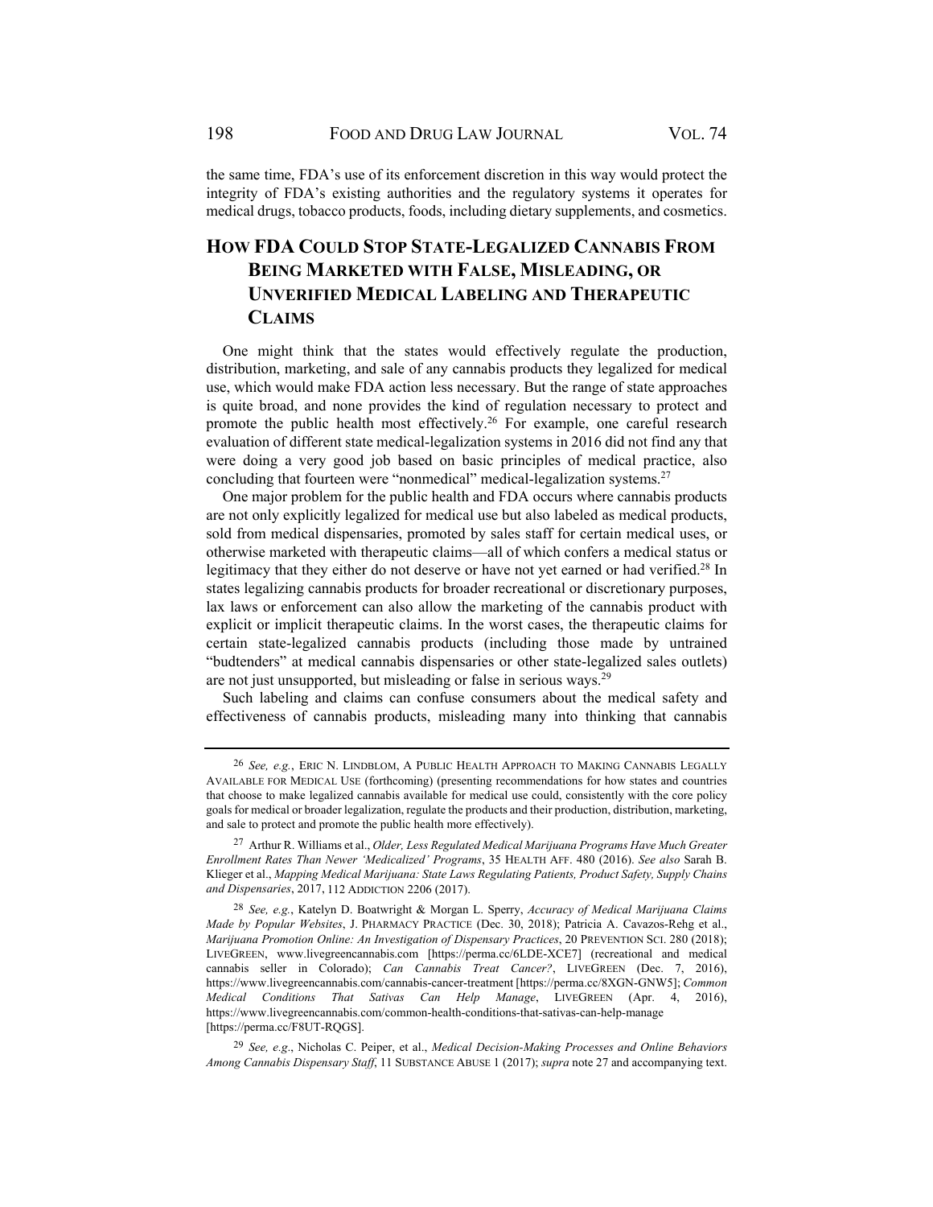the same time, FDA's use of its enforcement discretion in this way would protect the integrity of FDA's existing authorities and the regulatory systems it operates for medical drugs, tobacco products, foods, including dietary supplements, and cosmetics.

## HOW FDA COULD STOP STATE-LEGALIZED CANNABIS FROM BEING MARKETED WITH FALSE, MISLEADING, OR UNVERIFIED MEDICAL LABELING AND THERAPEUTIC CLAIMS

One might think that the states would effectively regulate the production, distribution, marketing, and sale of any cannabis products they legalized for medical use, which would make FDA action less necessary. But the range of state approaches is quite broad, and none provides the kind of regulation necessary to protect and promote the public health most effectively.[26] For example, one careful research evaluation of different state medical-legalization systems in 2016 did not find any that were doing a very good job based on basic principles of medical practice, also concluding that fourteen were "nonmedical" medical-legalization systems.[27]

One major problem for the public health and FDA occurs where cannabis products are not only explicitly legalized for medical use but also labeled as medical products, sold from medical dispensaries, promoted by sales staff for certain medical uses, or otherwise marketed with therapeutic claims—all of which confers a medical status or legitimacy that they either do not deserve or have not yet earned or had verified.[28] In states legalizing cannabis products for broader recreational or discretionary purposes, lax laws or enforcement can also allow the marketing of the cannabis product with explicit or implicit therapeutic claims. In the worst cases, the therapeutic claims for certain state-legalized cannabis products (including those made by untrained "budtenders" at medical cannabis dispensaries or other state-legalized sales outlets) are not just unsupported, but misleading or false in serious ways.[29]

Such labeling and claims can confuse consumers about the medical safety and effectiveness of cannabis products, misleading many into thinking that cannabis

---

[26] *See, e.g.*, ERIC N. LINDBLOM, A PUBLIC HEALTH APPROACH TO MAKING CANNABIS LEGALLY AVAILABLE FOR MEDICAL USE (forthcoming) (presenting recommendations for how states and countries that choose to make legalized cannabis available for medical use could, consistently with the core policy goals for medical or broader legalization, regulate the products and their production, distribution, marketing, and sale to protect and promote the public health more effectively).

[27] Arthur R. Williams et al., *Older, Less Regulated Medical Marijuana Programs Have Much Greater Enrollment Rates Than Newer 'Medicalized' Programs*, 35 HEALTH AFF. 480 (2016). *See also* Sarah B. Klieger et al., *Mapping Medical Marijuana: State Laws Regulating Patients, Product Safety, Supply Chains and Dispensaries*, 2017, 112 ADDICTION 2206 (2017).

[28] *See, e.g.*, Katelyn D. Boatwright & Morgan L. Sperry, *Accuracy of Medical Marijuana Claims Made by Popular Websites*, J. PHARMACY PRACTICE (Dec. 30, 2018); Patricia A. Cavazos-Rehg et al., *Marijuana Promotion Online: An Investigation of Dispensary Practices*, 20 PREVENTION SCI. 280 (2018); LIVEGREEN, www.livegreencannabis.com [https://perma.cc/6LDE-XCE7] (recreational and medical cannabis seller in Colorado); *Can Cannabis Treat Cancer?*, LIVEGREEN (Dec. 7, 2016), https://www.livegreencannabis.com/cannabis-cancer-treatment [https://perma.cc/8XGN-GNW5]; *Common Medical Conditions That Sativas Can Help Manage*, LIVEGREEN (Apr. 4, 2016), https://www.livegreencannabis.com/common-health-conditions-that-sativas-can-help-manage [https://perma.cc/F8UT-RQGS].

[29] *See, e.g*., Nicholas C. Peiper, et al., *Medical Decision-Making Processes and Online Behaviors Among Cannabis Dispensary Staff*, 11 SUBSTANCE ABUSE 1 (2017); *supra* note 27 and accompanying text.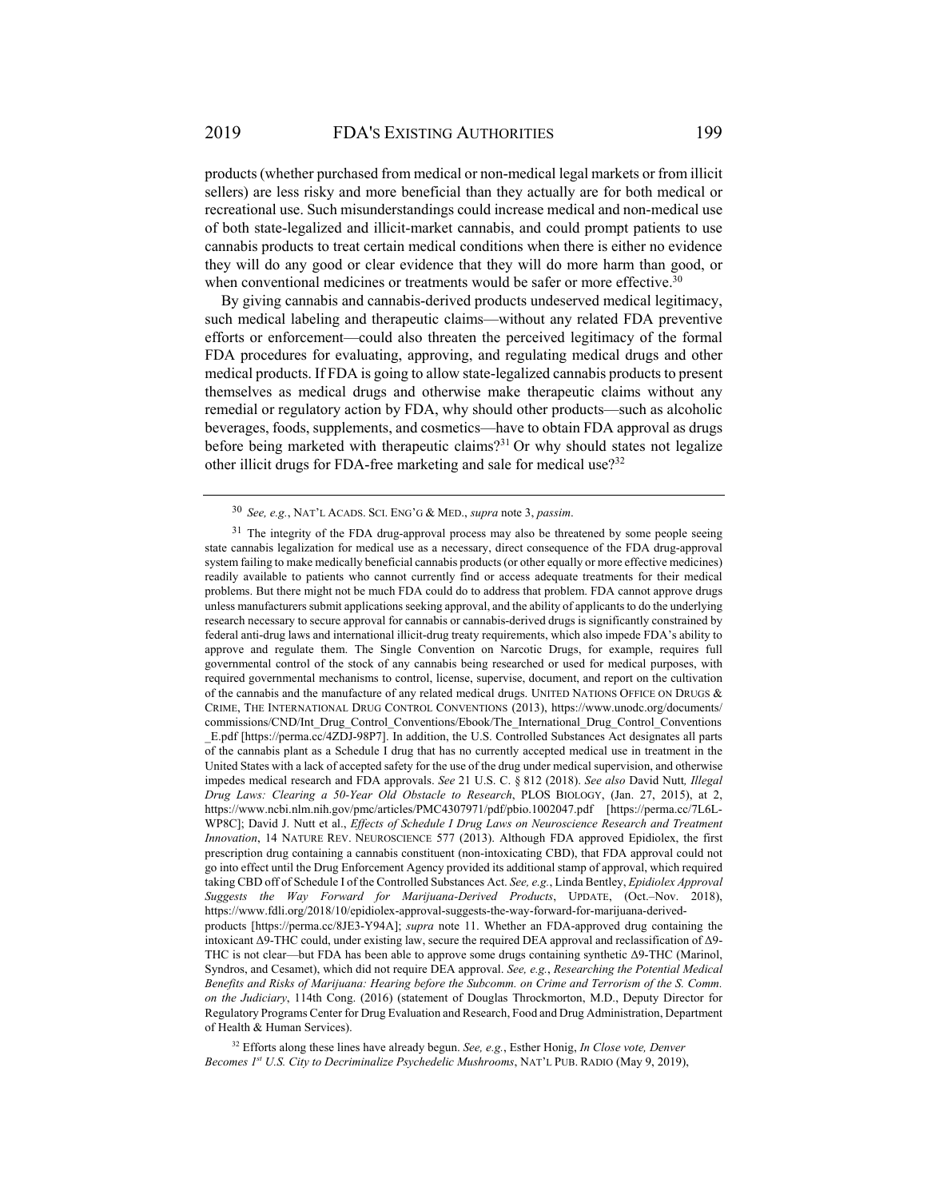products (whether purchased from medical or non-medical legal markets or from illicit sellers) are less risky and more beneficial than they actually are for both medical or recreational use. Such misunderstandings could increase medical and non-medical use of both state-legalized and illicit-market cannabis, and could prompt patients to use cannabis products to treat certain medical conditions when there is either no evidence they will do any good or clear evidence that they will do more harm than good, or when conventional medicines or treatments would be safer or more effective.[30]

By giving cannabis and cannabis-derived products undeserved medical legitimacy, such medical labeling and therapeutic claims—without any related FDA preventive efforts or enforcement—could also threaten the perceived legitimacy of the formal FDA procedures for evaluating, approving, and regulating medical drugs and other medical products. If FDA is going to allow state-legalized cannabis products to present themselves as medical drugs and otherwise make therapeutic claims without any remedial or regulatory action by FDA, why should other products—such as alcoholic beverages, foods, supplements, and cosmetics—have to obtain FDA approval as drugs before being marketed with therapeutic claims?[31] Or why should states not legalize other illicit drugs for FDA-free marketing and sale for medical use?[32]

---

[30] *See, e.g.*, NAT'L ACADS. SCI. ENG'G & MED., *supra* note 3, *passim*.

[31] The integrity of the FDA drug-approval process may also be threatened by some people seeing state cannabis legalization for medical use as a necessary, direct consequence of the FDA drug-approval system failing to make medically beneficial cannabis products (or other equally or more effective medicines) readily available to patients who cannot currently find or access adequate treatments for their medical problems. But there might not be much FDA could do to address that problem. FDA cannot approve drugs unless manufacturers submit applications seeking approval, and the ability of applicants to do the underlying research necessary to secure approval for cannabis or cannabis-derived drugs is significantly constrained by federal anti-drug laws and international illicit-drug treaty requirements, which also impede FDA's ability to approve and regulate them. The Single Convention on Narcotic Drugs, for example, requires full governmental control of the stock of any cannabis being researched or used for medical purposes, with required governmental mechanisms to control, license, supervise, document, and report on the cultivation of the cannabis and the manufacture of any related medical drugs. UNITED NATIONS OFFICE ON DRUGS & CRIME, THE INTERNATIONAL DRUG CONTROL CONVENTIONS (2013), https://www.unodc.org/documents/commissions/CND/Int_Drug_Control_Conventions/Ebook/The_International_Drug_Control_Conventions_E.pdf [https://perma.cc/4ZDJ-98P7]. In addition, the U.S. Controlled Substances Act designates all parts of the cannabis plant as a Schedule I drug that has no currently accepted medical use in treatment in the United States with a lack of accepted safety for the use of the drug under medical supervision, and otherwise impedes medical research and FDA approvals. *See* 21 U.S. C. § 812 (2018). *See also* David Nutt*, Illegal Drug Laws: Clearing a 50-Year Old Obstacle to Research*, PLOS BIOLOGY, (Jan. 27, 2015), at 2, https://www.ncbi.nlm.nih.gov/pmc/articles/PMC4307971/pdf/pbio.1002047.pdf [https://perma.cc/7L6L-WP8C]; David J. Nutt et al., *Effects of Schedule I Drug Laws on Neuroscience Research and Treatment Innovation*, 14 NATURE REV. NEUROSCIENCE 577 (2013). Although FDA approved Epidiolex, the first prescription drug containing a cannabis constituent (non-intoxicating CBD), that FDA approval could not go into effect until the Drug Enforcement Agency provided its additional stamp of approval, which required taking CBD off of Schedule I of the Controlled Substances Act. *See, e.g.*, Linda Bentley, *Epidiolex Approval Suggests the Way Forward for Marijuana-Derived Products*, UPDATE, (Oct.–Nov. 2018), https://www.fdli.org/2018/10/epidiolex-approval-suggests-the-way-forward-for-marijuana-derived-products [https://perma.cc/8JE3-Y94A]; *supra* note 11. Whether an FDA-approved drug containing the intoxicant Δ9-THC could, under existing law, secure the required DEA approval and reclassification of Δ9-THC is not clear—but FDA has been able to approve some drugs containing synthetic Δ9-THC (Marinol, Syndros, and Cesamet), which did not require DEA approval. *See, e.g.*, *Researching the Potential Medical Benefits and Risks of Marijuana: Hearing before the Subcomm. on Crime and Terrorism of the S. Comm. on the Judiciary*, 114th Cong. (2016) (statement of Douglas Throckmorton, M.D., Deputy Director for Regulatory Programs Center for Drug Evaluation and Research, Food and Drug Administration, Department of Health & Human Services).

[32] Efforts along these lines have already begun. *See, e.g.*, Esther Honig, *In Close vote, Denver Becomes 1st U.S. City to Decriminalize Psychedelic Mushrooms*, NAT'L PUB. RADIO (May 9, 2019),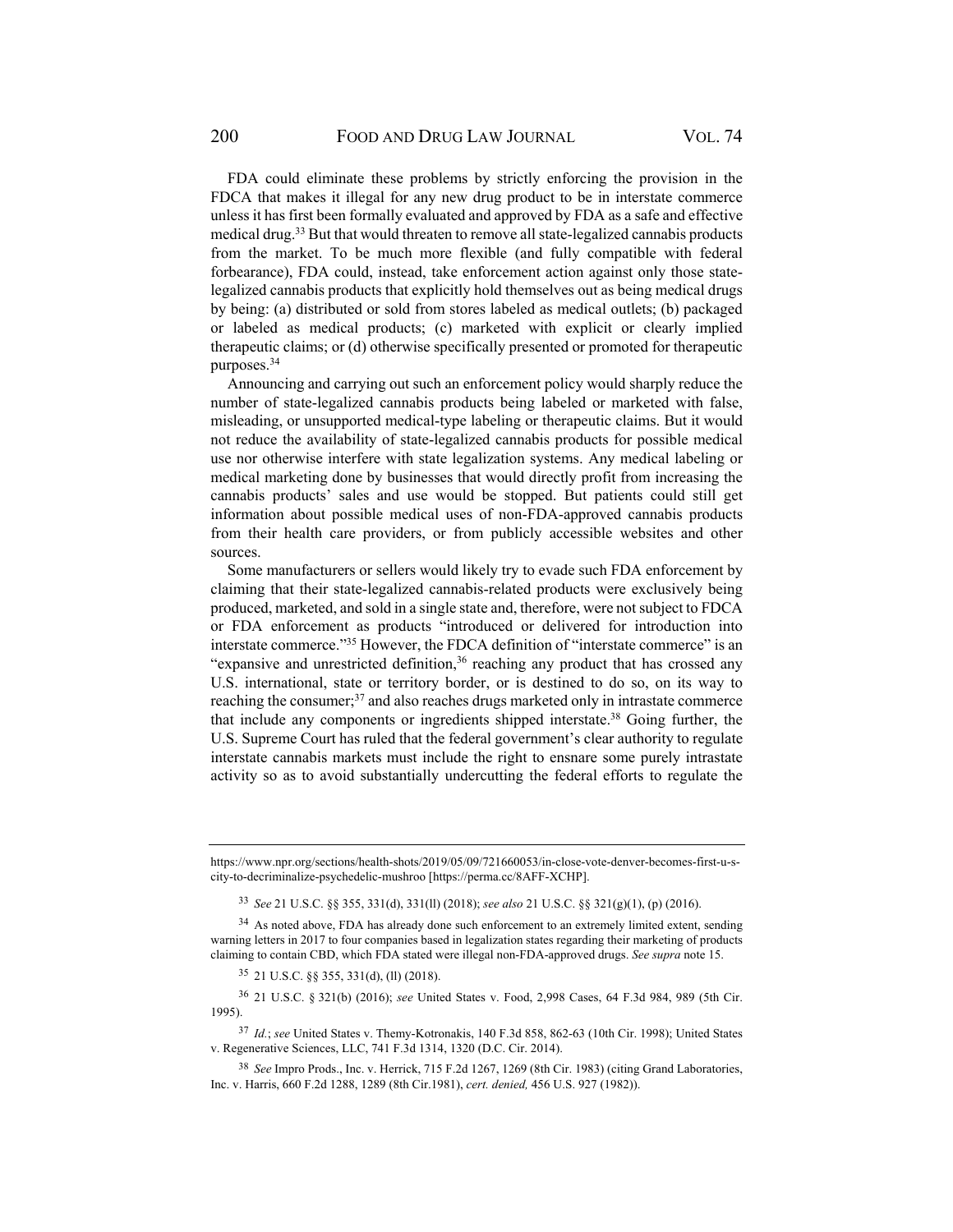FDA could eliminate these problems by strictly enforcing the provision in the FDCA that makes it illegal for any new drug product to be in interstate commerce unless it has first been formally evaluated and approved by FDA as a safe and effective medical drug.[33] But that would threaten to remove all state-legalized cannabis products from the market. To be much more flexible (and fully compatible with federal forbearance), FDA could, instead, take enforcement action against only those state-legalized cannabis products that explicitly hold themselves out as being medical drugs by being: (a) distributed or sold from stores labeled as medical outlets; (b) packaged or labeled as medical products; (c) marketed with explicit or clearly implied therapeutic claims; or (d) otherwise specifically presented or promoted for therapeutic purposes.[34]

Announcing and carrying out such an enforcement policy would sharply reduce the number of state-legalized cannabis products being labeled or marketed with false, misleading, or unsupported medical-type labeling or therapeutic claims. But it would not reduce the availability of state-legalized cannabis products for possible medical use nor otherwise interfere with state legalization systems. Any medical labeling or medical marketing done by businesses that would directly profit from increasing the cannabis products' sales and use would be stopped. But patients could still get information about possible medical uses of non-FDA-approved cannabis products from their health care providers, or from publicly accessible websites and other sources.

Some manufacturers or sellers would likely try to evade such FDA enforcement by claiming that their state-legalized cannabis-related products were exclusively being produced, marketed, and sold in a single state and, therefore, were not subject to FDCA or FDA enforcement as products "introduced or delivered for introduction into interstate commerce."[35] However, the FDCA definition of "interstate commerce" is an "expansive and unrestricted definition,[36] reaching any product that has crossed any U.S. international, state or territory border, or is destined to do so, on its way to reaching the consumer;[37] and also reaches drugs marketed only in intrastate commerce that include any components or ingredients shipped interstate.[38] Going further, the U.S. Supreme Court has ruled that the federal government's clear authority to regulate interstate cannabis markets must include the right to ensnare some purely intrastate activity so as to avoid substantially undercutting the federal efforts to regulate the

---

https://www.npr.org/sections/health-shots/2019/05/09/721660053/in-close-vote-denver-becomes-first-u-s-city-to-decriminalize-psychedelic-mushroo [https://perma.cc/8AFF-XCHP].

[33] *See* 21 U.S.C. §§ 355, 331(d), 331(ll) (2018); *see also* 21 U.S.C. §§ 321(g)(1), (p) (2016).

[34] As noted above, FDA has already done such enforcement to an extremely limited extent, sending warning letters in 2017 to four companies based in legalization states regarding their marketing of products claiming to contain CBD, which FDA stated were illegal non-FDA-approved drugs. *See supra* note 15.

[35] 21 U.S.C. §§ 355, 331(d), (ll) (2018).

[36] 21 U.S.C. § 321(b) (2016); *see* United States v. Food, 2,998 Cases, 64 F.3d 984, 989 (5th Cir. 1995).

[37] *Id.*; *see* United States v. Themy-Kotronakis, 140 F.3d 858, 862-63 (10th Cir. 1998); United States v. Regenerative Sciences, LLC, 741 F.3d 1314, 1320 (D.C. Cir. 2014).

[38] *See* Impro Prods., Inc. v. Herrick, 715 F.2d 1267, 1269 (8th Cir. 1983) (citing Grand Laboratories, Inc. v. Harris, 660 F.2d 1288, 1289 (8th Cir.1981), *cert. denied,* 456 U.S. 927 (1982)).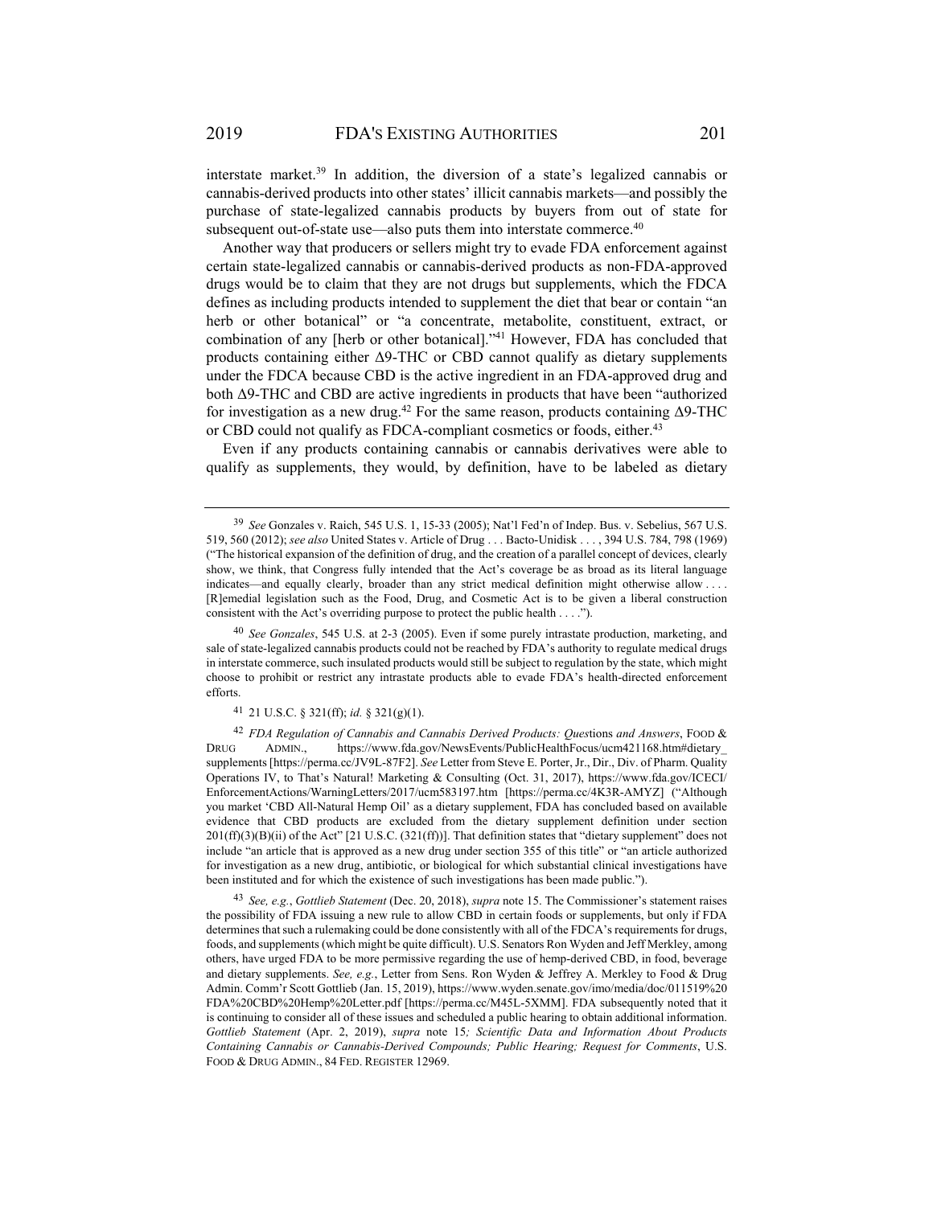interstate market.[39] In addition, the diversion of a state's legalized cannabis or cannabis-derived products into other states' illicit cannabis markets—and possibly the purchase of state-legalized cannabis products by buyers from out of state for subsequent out-of-state use—also puts them into interstate commerce.[40]

Another way that producers or sellers might try to evade FDA enforcement against certain state-legalized cannabis or cannabis-derived products as non-FDA-approved drugs would be to claim that they are not drugs but supplements, which the FDCA defines as including products intended to supplement the diet that bear or contain "an herb or other botanical" or "a concentrate, metabolite, constituent, extract, or combination of any [herb or other botanical]."[41] However, FDA has concluded that products containing either Δ9-THC or CBD cannot qualify as dietary supplements under the FDCA because CBD is the active ingredient in an FDA-approved drug and both Δ9-THC and CBD are active ingredients in products that have been "authorized for investigation as a new drug.[42] For the same reason, products containing Δ9-THC or CBD could not qualify as FDCA-compliant cosmetics or foods, either.[43]

Even if any products containing cannabis or cannabis derivatives were able to qualify as supplements, they would, by definition, have to be labeled as dietary

---

[39] *See* Gonzales v. Raich, 545 U.S. 1, 15-33 (2005); Nat'l Fed'n of Indep. Bus. v. Sebelius, 567 U.S. 519, 560 (2012); *see also* United States v. Article of Drug . . . Bacto-Unidisk . . . , 394 U.S. 784, 798 (1969) ("The historical expansion of the definition of drug, and the creation of a parallel concept of devices, clearly show, we think, that Congress fully intended that the Act's coverage be as broad as its literal language indicates—and equally clearly, broader than any strict medical definition might otherwise allow . . . . [R]emedial legislation such as the Food, Drug, and Cosmetic Act is to be given a liberal construction consistent with the Act's overriding purpose to protect the public health . . . .").

[40] *See Gonzales*, 545 U.S. at 2-3 (2005). Even if some purely intrastate production, marketing, and sale of state-legalized cannabis products could not be reached by FDA's authority to regulate medical drugs in interstate commerce, such insulated products would still be subject to regulation by the state, which might choose to prohibit or restrict any intrastate products able to evade FDA's health-directed enforcement efforts.

[41] 21 U.S.C. § 321(ff); *id.* § 321(g)(1).

[42] *FDA Regulation of Cannabis and Cannabis Derived Products: Questions and Answers*, FOOD & DRUG ADMIN., https://www.fda.gov/NewsEvents/PublicHealthFocus/ucm421168.htm#dietary_supplements [https://perma.cc/JV9L-87F2]. *See* Letter from Steve E. Porter, Jr., Dir., Div. of Pharm. Quality Operations IV, to That's Natural! Marketing & Consulting (Oct. 31, 2017), https://www.fda.gov/ICECI/EnforcementActions/WarningLetters/2017/ucm583197.htm [https://perma.cc/4K3R-AMYZ] ("Although you market 'CBD All-Natural Hemp Oil' as a dietary supplement, FDA has concluded based on available evidence that CBD products are excluded from the dietary supplement definition under section 201(ff)(3)(B)(ii) of the Act" [21 U.S.C. (321(ff))]. That definition states that "dietary supplement" does not include "an article that is approved as a new drug under section 355 of this title" or "an article authorized for investigation as a new drug, antibiotic, or biological for which substantial clinical investigations have been instituted and for which the existence of such investigations has been made public.").

[43] *See, e.g.*, *Gottlieb Statement* (Dec. 20, 2018), *supra* note 15. The Commissioner's statement raises the possibility of FDA issuing a new rule to allow CBD in certain foods or supplements, but only if FDA determines that such a rulemaking could be done consistently with all of the FDCA's requirements for drugs, foods, and supplements (which might be quite difficult). U.S. Senators Ron Wyden and Jeff Merkley, among others, have urged FDA to be more permissive regarding the use of hemp-derived CBD, in food, beverage and dietary supplements. *See, e.g.*, Letter from Sens. Ron Wyden & Jeffrey A. Merkley to Food & Drug Admin. Comm'r Scott Gottlieb (Jan. 15, 2019), https://www.wyden.senate.gov/imo/media/doc/011519%20FDA%20CBD%20Hemp%20Letter.pdf [https://perma.cc/M45L-5XMM]. FDA subsequently noted that it is continuing to consider all of these issues and scheduled a public hearing to obtain additional information. *Gottlieb Statement* (Apr. 2, 2019), *supra* note 15*; Scientific Data and Information About Products Containing Cannabis or Cannabis-Derived Compounds; Public Hearing; Request for Comments*, U.S. FOOD & DRUG ADMIN., 84 FED. REGISTER 12969.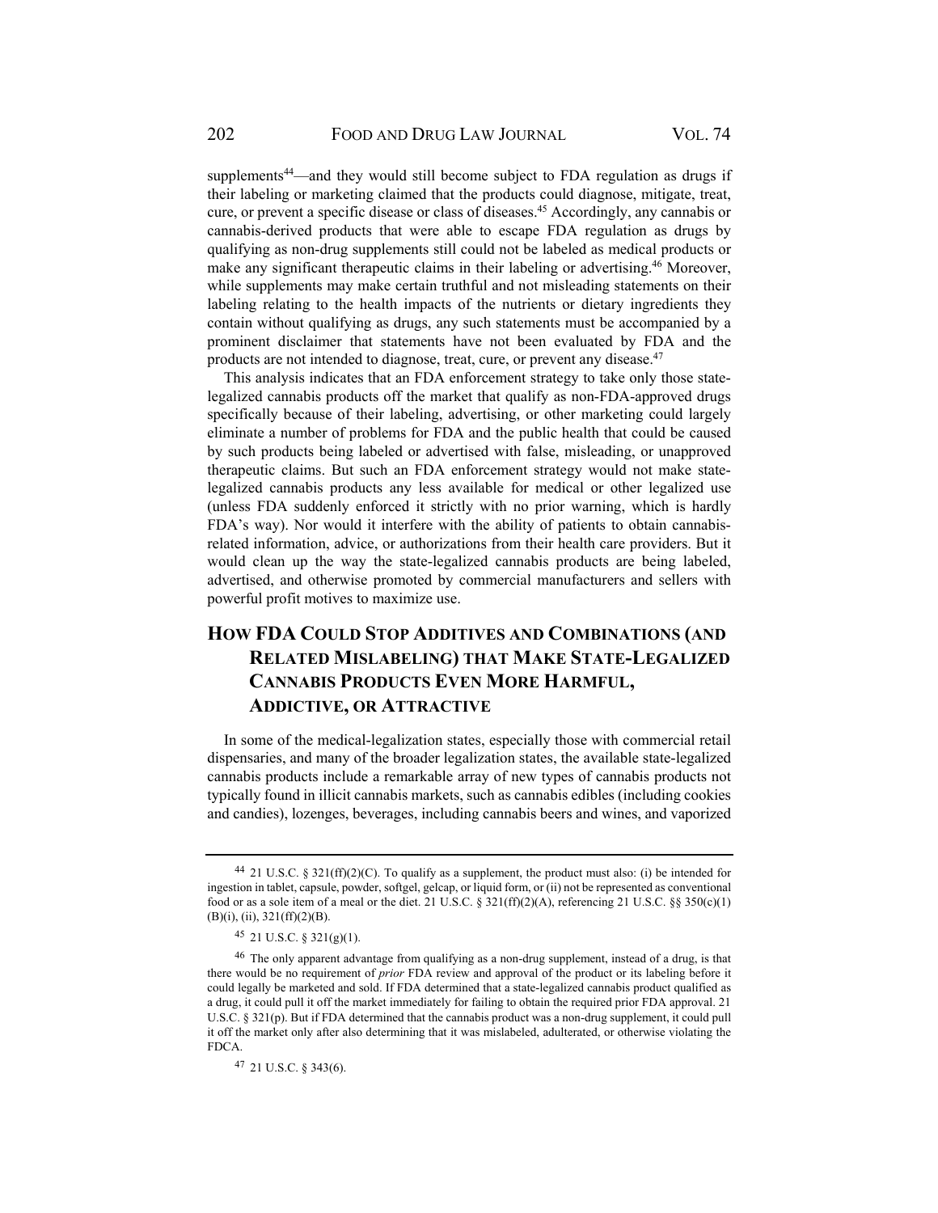supplements[44]—and they would still become subject to FDA regulation as drugs if their labeling or marketing claimed that the products could diagnose, mitigate, treat, cure, or prevent a specific disease or class of diseases.[45] Accordingly, any cannabis or cannabis-derived products that were able to escape FDA regulation as drugs by qualifying as non-drug supplements still could not be labeled as medical products or make any significant therapeutic claims in their labeling or advertising.[46] Moreover, while supplements may make certain truthful and not misleading statements on their labeling relating to the health impacts of the nutrients or dietary ingredients they contain without qualifying as drugs, any such statements must be accompanied by a prominent disclaimer that statements have not been evaluated by FDA and the products are not intended to diagnose, treat, cure, or prevent any disease.[47]

This analysis indicates that an FDA enforcement strategy to take only those state-legalized cannabis products off the market that qualify as non-FDA-approved drugs specifically because of their labeling, advertising, or other marketing could largely eliminate a number of problems for FDA and the public health that could be caused by such products being labeled or advertised with false, misleading, or unapproved therapeutic claims. But such an FDA enforcement strategy would not make state-legalized cannabis products any less available for medical or other legalized use (unless FDA suddenly enforced it strictly with no prior warning, which is hardly FDA's way). Nor would it interfere with the ability of patients to obtain cannabis-related information, advice, or authorizations from their health care providers. But it would clean up the way the state-legalized cannabis products are being labeled, advertised, and otherwise promoted by commercial manufacturers and sellers with powerful profit motives to maximize use.

## HOW FDA COULD STOP ADDITIVES AND COMBINATIONS (AND RELATED MISLABELING) THAT MAKE STATE-LEGALIZED CANNABIS PRODUCTS EVEN MORE HARMFUL, ADDICTIVE, OR ATTRACTIVE

In some of the medical-legalization states, especially those with commercial retail dispensaries, and many of the broader legalization states, the available state-legalized cannabis products include a remarkable array of new types of cannabis products not typically found in illicit cannabis markets, such as cannabis edibles (including cookies and candies), lozenges, beverages, including cannabis beers and wines, and vaporized

---

[44] 21 U.S.C. § 321(ff)(2)(C). To qualify as a supplement, the product must also: (i) be intended for ingestion in tablet, capsule, powder, softgel, gelcap, or liquid form, or (ii) not be represented as conventional food or as a sole item of a meal or the diet. 21 U.S.C. § 321(ff)(2)(A), referencing 21 U.S.C. §§ 350(c)(1)(B)(i), (ii), 321(ff)(2)(B).

[45] 21 U.S.C. § 321(g)(1).

[46] The only apparent advantage from qualifying as a non-drug supplement, instead of a drug, is that there would be no requirement of *prior* FDA review and approval of the product or its labeling before it could legally be marketed and sold. If FDA determined that a state-legalized cannabis product qualified as a drug, it could pull it off the market immediately for failing to obtain the required prior FDA approval. 21 U.S.C. § 321(p). But if FDA determined that the cannabis product was a non-drug supplement, it could pull it off the market only after also determining that it was mislabeled, adulterated, or otherwise violating the FDCA.

[47] 21 U.S.C. § 343(6).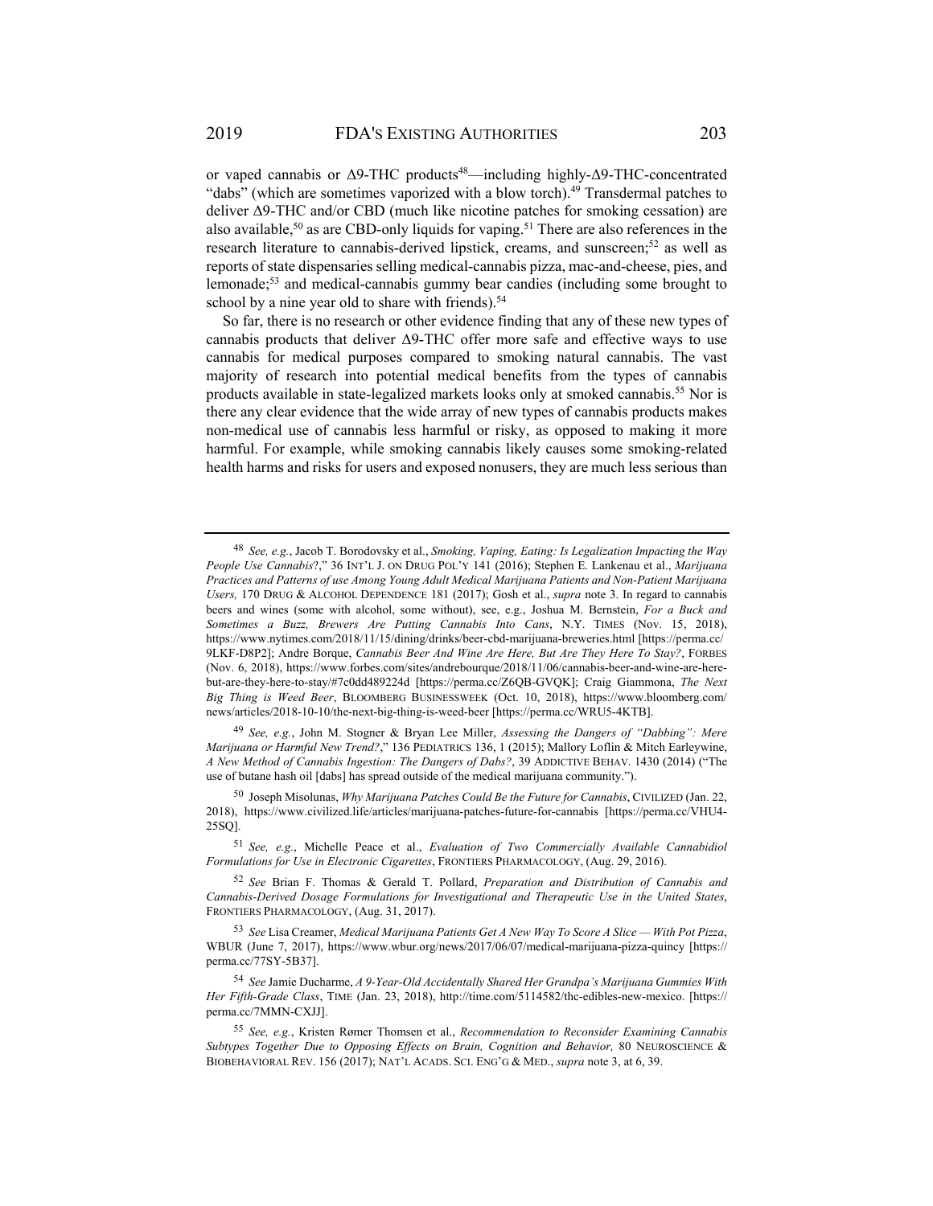or vaped cannabis or Δ9-THC products[48]—including highly-Δ9-THC-concentrated "dabs" (which are sometimes vaporized with a blow torch).[49] Transdermal patches to deliver Δ9-THC and/or CBD (much like nicotine patches for smoking cessation) are also available,[50] as are CBD-only liquids for vaping.[51] There are also references in the research literature to cannabis-derived lipstick, creams, and sunscreen;[52] as well as reports of state dispensaries selling medical-cannabis pizza, mac-and-cheese, pies, and lemonade;[53] and medical-cannabis gummy bear candies (including some brought to school by a nine year old to share with friends).[54]

So far, there is no research or other evidence finding that any of these new types of cannabis products that deliver Δ9-THC offer more safe and effective ways to use cannabis for medical purposes compared to smoking natural cannabis. The vast majority of research into potential medical benefits from the types of cannabis products available in state-legalized markets looks only at smoked cannabis.[55] Nor is there any clear evidence that the wide array of new types of cannabis products makes non-medical use of cannabis less harmful or risky, as opposed to making it more harmful. For example, while smoking cannabis likely causes some smoking-related health harms and risks for users and exposed nonusers, they are much less serious than

---

[48] *See, e.g.*, Jacob T. Borodovsky et al., *Smoking, Vaping, Eating: Is Legalization Impacting the Way People Use Cannabis*?," 36 INT'L J. ON DRUG POL'Y 141 (2016); Stephen E. Lankenau et al., *Marijuana Practices and Patterns of use Among Young Adult Medical Marijuana Patients and Non-Patient Marijuana Users,* 170 DRUG & ALCOHOL DEPENDENCE 181 (2017); Gosh et al., *supra* note 3. In regard to cannabis beers and wines (some with alcohol, some without), see, e.g., Joshua M. Bernstein, *For a Buck and Sometimes a Buzz, Brewers Are Putting Cannabis Into Cans*, N.Y. TIMES (Nov. 15, 2018), https://www.nytimes.com/2018/11/15/dining/drinks/beer-cbd-marijuana-breweries.html [https://perma.cc/9LKF-D8P2]; Andre Borque, *Cannabis Beer And Wine Are Here, But Are They Here To Stay?*, FORBES (Nov. 6, 2018), https://www.forbes.com/sites/andrebourque/2018/11/06/cannabis-beer-and-wine-are-here-but-are-they-here-to-stay/#7c0dd489224d [https://perma.cc/Z6QB-GVQK]; Craig Giammona, *The Next Big Thing is Weed Beer*, BLOOMBERG BUSINESSWEEK (Oct. 10, 2018), https://www.bloomberg.com/news/articles/2018-10-10/the-next-big-thing-is-weed-beer [https://perma.cc/WRU5-4KTB].

[49] *See, e.g.*, John M. Stogner & Bryan Lee Miller, *Assessing the Dangers of "Dabbing": Mere Marijuana or Harmful New Trend?*," 136 PEDIATRICS 136, 1 (2015); Mallory Loflin & Mitch Earleywine, *A New Method of Cannabis Ingestion: The Dangers of Dabs?*, 39 ADDICTIVE BEHAV. 1430 (2014) ("The use of butane hash oil [dabs] has spread outside of the medical marijuana community.").

[50] Joseph Misolunas, *Why Marijuana Patches Could Be the Future for Cannabis*, CIVILIZED (Jan. 22, 2018), https://www.civilized.life/articles/marijuana-patches-future-for-cannabis [https://perma.cc/VHU4-25SQ].

[51] *See, e.g.*, Michelle Peace et al., *Evaluation of Two Commercially Available Cannabidiol Formulations for Use in Electronic Cigarettes*, FRONTIERS PHARMACOLOGY, (Aug. 29, 2016).

[52] *See* Brian F. Thomas & Gerald T. Pollard, *Preparation and Distribution of Cannabis and Cannabis-Derived Dosage Formulations for Investigational and Therapeutic Use in the United States*, FRONTIERS PHARMACOLOGY, (Aug. 31, 2017).

[53] *See* Lisa Creamer, *Medical Marijuana Patients Get A New Way To Score A Slice — With Pot Pizza*, WBUR (June 7, 2017), https://www.wbur.org/news/2017/06/07/medical-marijuana-pizza-quincy [https://perma.cc/77SY-5B37].

[54] *See* Jamie Ducharme, *A 9-Year-Old Accidentally Shared Her Grandpa's Marijuana Gummies With Her Fifth-Grade Class*, TIME (Jan. 23, 2018), http://time.com/5114582/thc-edibles-new-mexico. [https://perma.cc/7MMN-CXJJ].

[55] *See, e.g.*, Kristen Rømer Thomsen et al., *Recommendation to Reconsider Examining Cannabis Subtypes Together Due to Opposing Effects on Brain, Cognition and Behavior,* 80 NEUROSCIENCE & BIOBEHAVIORAL REV. 156 (2017); NAT'L ACADS. SCI. ENG'G & MED., *supra* note 3, at 6, 39.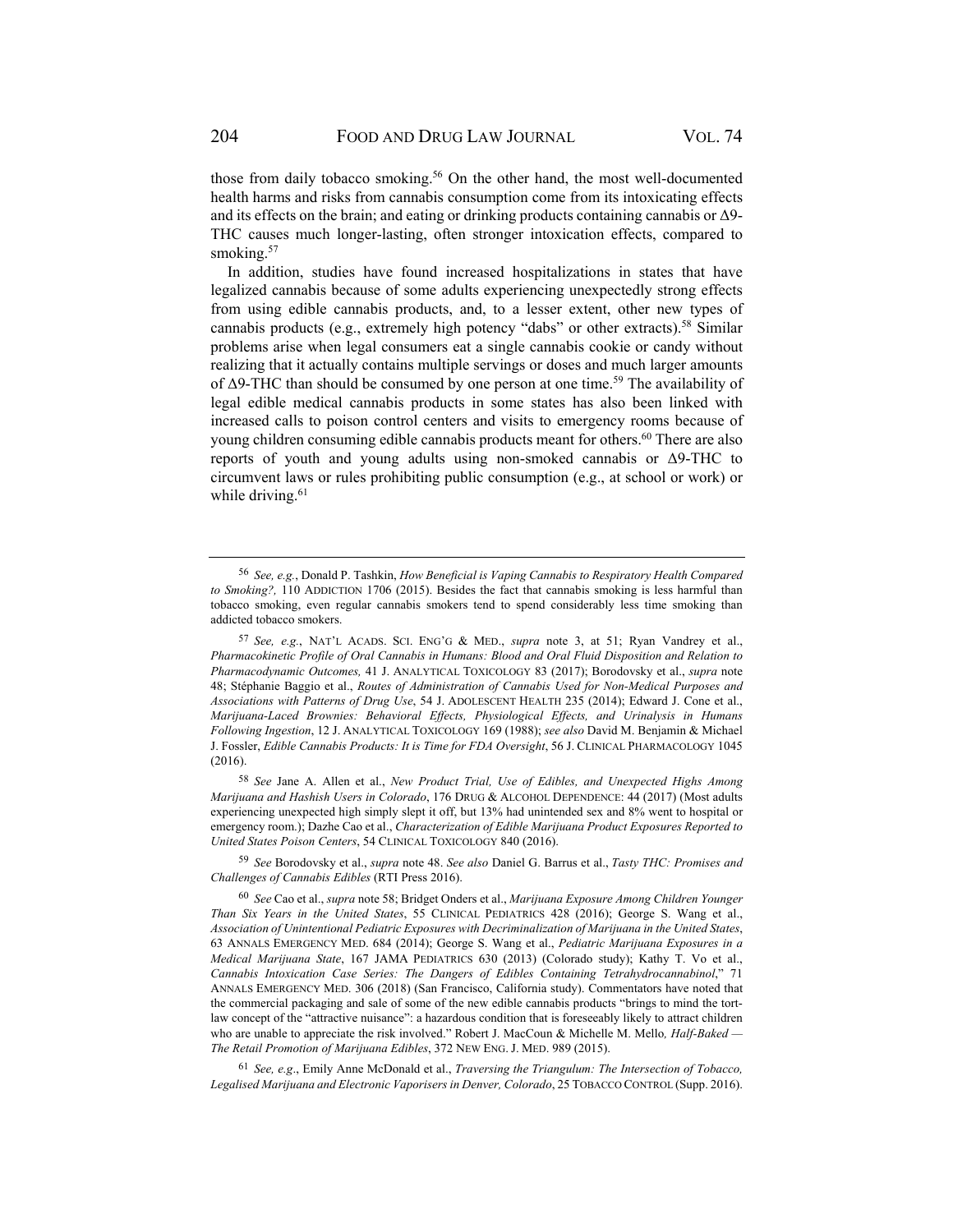those from daily tobacco smoking.[56] On the other hand, the most well-documented health harms and risks from cannabis consumption come from its intoxicating effects and its effects on the brain; and eating or drinking products containing cannabis or Δ9-THC causes much longer-lasting, often stronger intoxication effects, compared to smoking.[57]

In addition, studies have found increased hospitalizations in states that have legalized cannabis because of some adults experiencing unexpectedly strong effects from using edible cannabis products, and, to a lesser extent, other new types of cannabis products (e.g., extremely high potency "dabs" or other extracts).[58] Similar problems arise when legal consumers eat a single cannabis cookie or candy without realizing that it actually contains multiple servings or doses and much larger amounts of Δ9-THC than should be consumed by one person at one time.[59] The availability of legal edible medical cannabis products in some states has also been linked with increased calls to poison control centers and visits to emergency rooms because of young children consuming edible cannabis products meant for others.[60] There are also reports of youth and young adults using non-smoked cannabis or Δ9-THC to circumvent laws or rules prohibiting public consumption (e.g., at school or work) or while driving.[61]

---

[56] *See, e.g.*, Donald P. Tashkin, *How Beneficial is Vaping Cannabis to Respiratory Health Compared to Smoking?*, 110 ADDICTION 1706 (2015). Besides the fact that cannabis smoking is less harmful than tobacco smoking, even regular cannabis smokers tend to spend considerably less time smoking than addicted tobacco smokers.

[57] *See, e.g.*, NAT'L ACADS. SCI. ENG'G & MED., *supra* note 3, at 51; Ryan Vandrey et al., *Pharmacokinetic Profile of Oral Cannabis in Humans: Blood and Oral Fluid Disposition and Relation to Pharmacodynamic Outcomes,* 41 J. ANALYTICAL TOXICOLOGY 83 (2017); Borodovsky et al., *supra* note 48; Stéphanie Baggio et al., *Routes of Administration of Cannabis Used for Non-Medical Purposes and Associations with Patterns of Drug Use*, 54 J. ADOLESCENT HEALTH 235 (2014); Edward J. Cone et al., *Marijuana-Laced Brownies: Behavioral Effects, Physiological Effects, and Urinalysis in Humans Following Ingestion*, 12 J. ANALYTICAL TOXICOLOGY 169 (1988); *see also* David M. Benjamin & Michael J. Fossler, *Edible Cannabis Products: It is Time for FDA Oversight*, 56 J. CLINICAL PHARMACOLOGY 1045 (2016).

[58] *See* Jane A. Allen et al., *New Product Trial, Use of Edibles, and Unexpected Highs Among Marijuana and Hashish Users in Colorado*, 176 DRUG & ALCOHOL DEPENDENCE: 44 (2017) (Most adults experiencing unexpected high simply slept it off, but 13% had unintended sex and 8% went to hospital or emergency room.); Dazhe Cao et al., *Characterization of Edible Marijuana Product Exposures Reported to United States Poison Centers*, 54 CLINICAL TOXICOLOGY 840 (2016).

[59] *See* Borodovsky et al., *supra* note 48. *See also* Daniel G. Barrus et al., *Tasty THC: Promises and Challenges of Cannabis Edibles* (RTI Press 2016).

[60] *See* Cao et al., *supra* note 58; Bridget Onders et al., *Marijuana Exposure Among Children Younger Than Six Years in the United States*, 55 CLINICAL PEDIATRICS 428 (2016); George S. Wang et al., *Association of Unintentional Pediatric Exposures with Decriminalization of Marijuana in the United States*, 63 ANNALS EMERGENCY MED. 684 (2014); George S. Wang et al., *Pediatric Marijuana Exposures in a Medical Marijuana State*, 167 JAMA PEDIATRICS 630 (2013) (Colorado study); Kathy T. Vo et al., *Cannabis Intoxication Case Series: The Dangers of Edibles Containing Tetrahydrocannabinol*," 71 ANNALS EMERGENCY MED. 306 (2018) (San Francisco, California study). Commentators have noted that the commercial packaging and sale of some of the new edible cannabis products "brings to mind the tort-law concept of the "attractive nuisance": a hazardous condition that is foreseeably likely to attract children who are unable to appreciate the risk involved." Robert J. MacCoun & Michelle M. Mello*, Half-Baked — The Retail Promotion of Marijuana Edibles*, 372 NEW ENG. J. MED. 989 (2015).

[61] *See, e.g*., Emily Anne McDonald et al., *Traversing the Triangulum: The Intersection of Tobacco, Legalised Marijuana and Electronic Vaporisers in Denver, Colorado*, 25 TOBACCO CONTROL (Supp. 2016).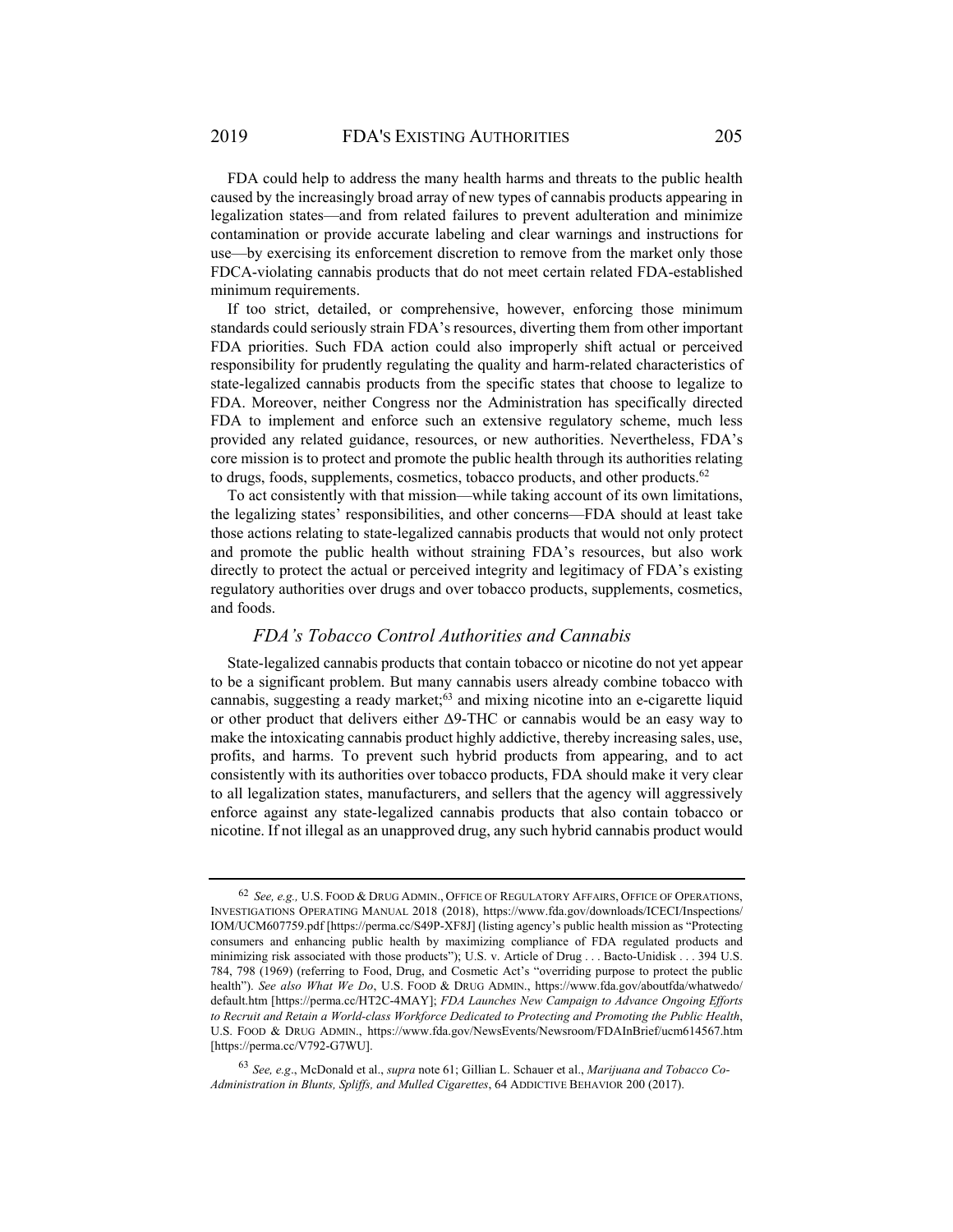FDA could help to address the many health harms and threats to the public health caused by the increasingly broad array of new types of cannabis products appearing in legalization states—and from related failures to prevent adulteration and minimize contamination or provide accurate labeling and clear warnings and instructions for use—by exercising its enforcement discretion to remove from the market only those FDCA-violating cannabis products that do not meet certain related FDA-established minimum requirements.

If too strict, detailed, or comprehensive, however, enforcing those minimum standards could seriously strain FDA's resources, diverting them from other important FDA priorities. Such FDA action could also improperly shift actual or perceived responsibility for prudently regulating the quality and harm-related characteristics of state-legalized cannabis products from the specific states that choose to legalize to FDA. Moreover, neither Congress nor the Administration has specifically directed FDA to implement and enforce such an extensive regulatory scheme, much less provided any related guidance, resources, or new authorities. Nevertheless, FDA's core mission is to protect and promote the public health through its authorities relating to drugs, foods, supplements, cosmetics, tobacco products, and other products.[62]

To act consistently with that mission—while taking account of its own limitations, the legalizing states' responsibilities, and other concerns—FDA should at least take those actions relating to state-legalized cannabis products that would not only protect and promote the public health without straining FDA's resources, but also work directly to protect the actual or perceived integrity and legitimacy of FDA's existing regulatory authorities over drugs and over tobacco products, supplements, cosmetics, and foods.

### *FDA's Tobacco Control Authorities and Cannabis*

State-legalized cannabis products that contain tobacco or nicotine do not yet appear to be a significant problem. But many cannabis users already combine tobacco with cannabis, suggesting a ready market;[63] and mixing nicotine into an e-cigarette liquid or other product that delivers either Δ9-THC or cannabis would be an easy way to make the intoxicating cannabis product highly addictive, thereby increasing sales, use, profits, and harms. To prevent such hybrid products from appearing, and to act consistently with its authorities over tobacco products, FDA should make it very clear to all legalization states, manufacturers, and sellers that the agency will aggressively enforce against any state-legalized cannabis products that also contain tobacco or nicotine. If not illegal as an unapproved drug, any such hybrid cannabis product would

---

[62] *See, e.g.,* U.S. FOOD & DRUG ADMIN., OFFICE OF REGULATORY AFFAIRS, OFFICE OF OPERATIONS, INVESTIGATIONS OPERATING MANUAL 2018 (2018), https://www.fda.gov/downloads/ICECI/Inspections/IOM/UCM607759.pdf [https://perma.cc/S49P-XF8J] (listing agency's public health mission as "Protecting consumers and enhancing public health by maximizing compliance of FDA regulated products and minimizing risk associated with those products"); U.S. v. Article of Drug . . . Bacto-Unidisk . . . 394 U.S. 784, 798 (1969) (referring to Food, Drug, and Cosmetic Act's "overriding purpose to protect the public health"). *See also What We Do*, U.S. FOOD & DRUG ADMIN., https://www.fda.gov/aboutfda/whatwedo/default.htm [https://perma.cc/HT2C-4MAY]; *FDA Launches New Campaign to Advance Ongoing Efforts to Recruit and Retain a World-class Workforce Dedicated to Protecting and Promoting the Public Health*, U.S. FOOD & DRUG ADMIN., https://www.fda.gov/NewsEvents/Newsroom/FDAInBrief/ucm614567.htm [https://perma.cc/V792-G7WU].

[63] *See, e.g*., McDonald et al., *supra* note 61; Gillian L. Schauer et al., *Marijuana and Tobacco Co-Administration in Blunts, Spliffs, and Mulled Cigarettes*, 64 ADDICTIVE BEHAVIOR 200 (2017).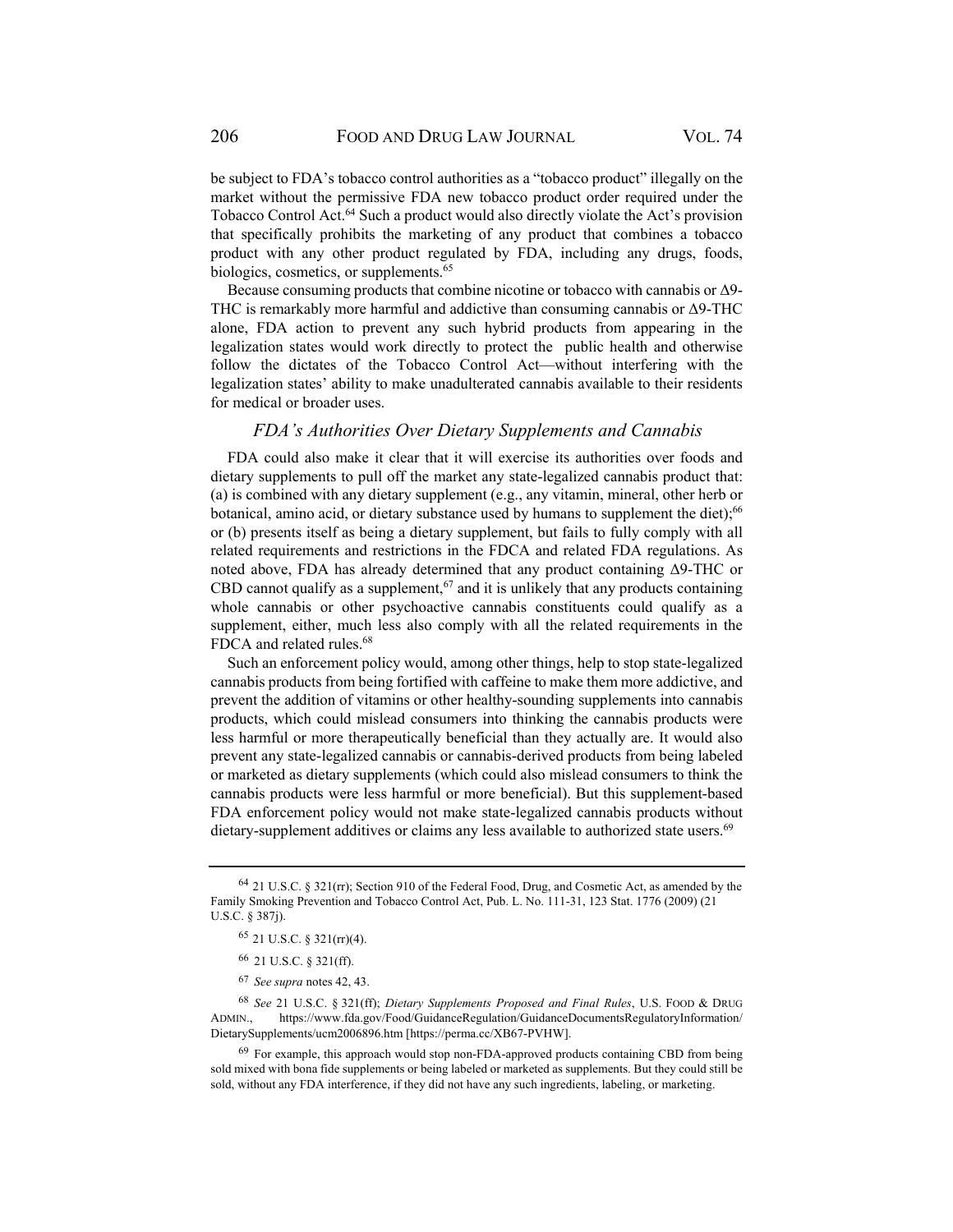be subject to FDA's tobacco control authorities as a "tobacco product" illegally on the market without the permissive FDA new tobacco product order required under the Tobacco Control Act.[64] Such a product would also directly violate the Act's provision that specifically prohibits the marketing of any product that combines a tobacco product with any other product regulated by FDA, including any drugs, foods, biologics, cosmetics, or supplements.[65]

Because consuming products that combine nicotine or tobacco with cannabis or Δ9-THC is remarkably more harmful and addictive than consuming cannabis or Δ9-THC alone, FDA action to prevent any such hybrid products from appearing in the legalization states would work directly to protect the public health and otherwise follow the dictates of the Tobacco Control Act—without interfering with the legalization states' ability to make unadulterated cannabis available to their residents for medical or broader uses.

### *FDA's Authorities Over Dietary Supplements and Cannabis*

FDA could also make it clear that it will exercise its authorities over foods and dietary supplements to pull off the market any state-legalized cannabis product that: (a) is combined with any dietary supplement (e.g., any vitamin, mineral, other herb or botanical, amino acid, or dietary substance used by humans to supplement the diet);[66] or (b) presents itself as being a dietary supplement, but fails to fully comply with all related requirements and restrictions in the FDCA and related FDA regulations. As noted above, FDA has already determined that any product containing Δ9-THC or CBD cannot qualify as a supplement,[67] and it is unlikely that any products containing whole cannabis or other psychoactive cannabis constituents could qualify as a supplement, either, much less also comply with all the related requirements in the FDCA and related rules.[68]

Such an enforcement policy would, among other things, help to stop state-legalized cannabis products from being fortified with caffeine to make them more addictive, and prevent the addition of vitamins or other healthy-sounding supplements into cannabis products, which could mislead consumers into thinking the cannabis products were less harmful or more therapeutically beneficial than they actually are. It would also prevent any state-legalized cannabis or cannabis-derived products from being labeled or marketed as dietary supplements (which could also mislead consumers to think the cannabis products were less harmful or more beneficial). But this supplement-based FDA enforcement policy would not make state-legalized cannabis products without dietary-supplement additives or claims any less available to authorized state users.[69]

---

[64] 21 U.S.C. § 321(rr); Section 910 of the Federal Food, Drug, and Cosmetic Act, as amended by the Family Smoking Prevention and Tobacco Control Act, Pub. L. No. 111-31, 123 Stat. 1776 (2009) (21 U.S.C. § 387j).

[65] 21 U.S.C. § 321(rr)(4).

[66] 21 U.S.C. § 321(ff).

[67] *See supra* notes 42, 43.

[68] *See* 21 U.S.C. § 321(ff); *Dietary Supplements Proposed and Final Rules*, U.S. FOOD & DRUG ADMIN., https://www.fda.gov/Food/GuidanceRegulation/GuidanceDocumentsRegulatoryInformation/DietarySupplements/ucm2006896.htm [https://perma.cc/XB67-PVHW].

[69] For example, this approach would stop non-FDA-approved products containing CBD from being sold mixed with bona fide supplements or being labeled or marketed as supplements. But they could still be sold, without any FDA interference, if they did not have any such ingredients, labeling, or marketing.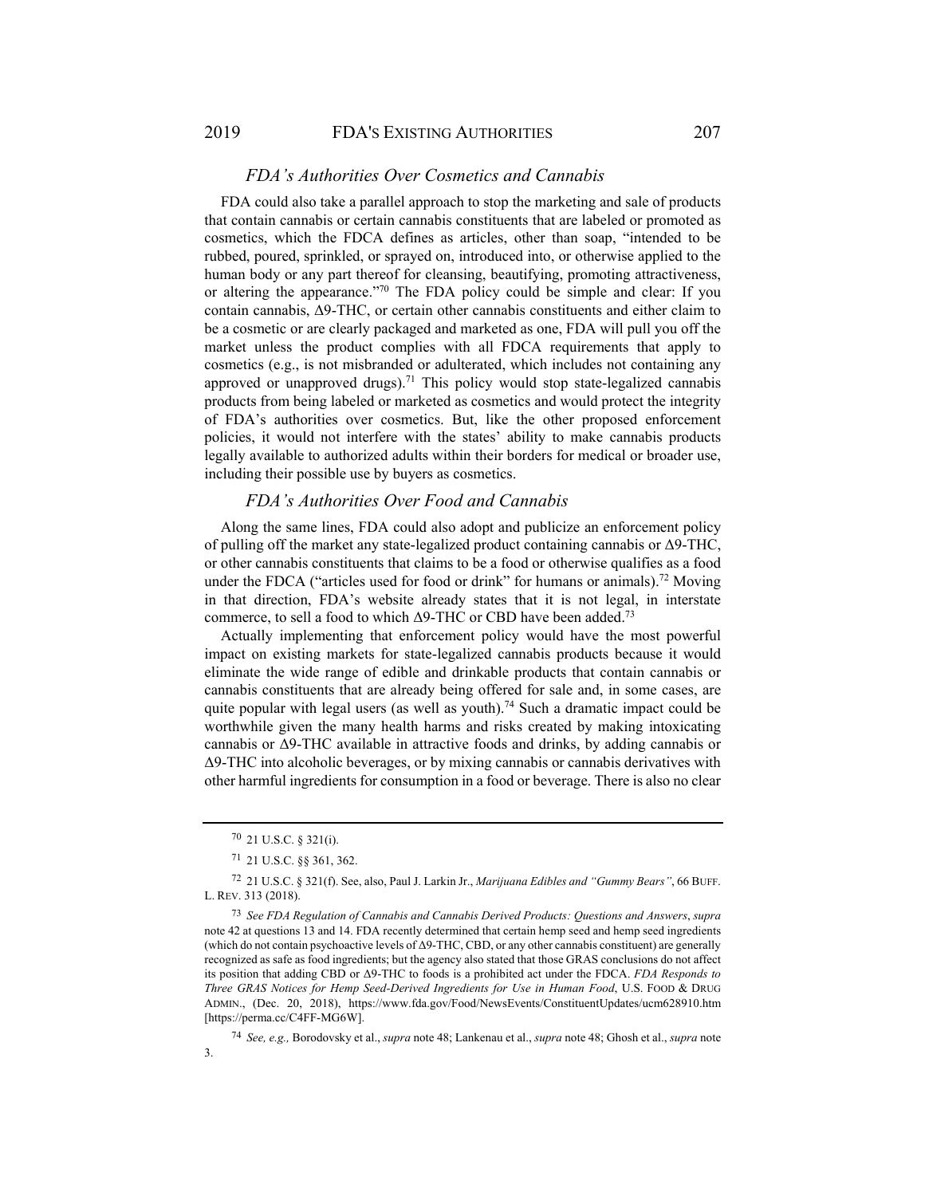### *FDA's Authorities Over Cosmetics and Cannabis*

FDA could also take a parallel approach to stop the marketing and sale of products that contain cannabis or certain cannabis constituents that are labeled or promoted as cosmetics, which the FDCA defines as articles, other than soap, "intended to be rubbed, poured, sprinkled, or sprayed on, introduced into, or otherwise applied to the human body or any part thereof for cleansing, beautifying, promoting attractiveness, or altering the appearance."[70] The FDA policy could be simple and clear: If you contain cannabis, Δ9-THC, or certain other cannabis constituents and either claim to be a cosmetic or are clearly packaged and marketed as one, FDA will pull you off the market unless the product complies with all FDCA requirements that apply to cosmetics (e.g., is not misbranded or adulterated, which includes not containing any approved or unapproved drugs).[71] This policy would stop state-legalized cannabis products from being labeled or marketed as cosmetics and would protect the integrity of FDA's authorities over cosmetics. But, like the other proposed enforcement policies, it would not interfere with the states' ability to make cannabis products legally available to authorized adults within their borders for medical or broader use, including their possible use by buyers as cosmetics.

### *FDA's Authorities Over Food and Cannabis*

Along the same lines, FDA could also adopt and publicize an enforcement policy of pulling off the market any state-legalized product containing cannabis or Δ9-THC, or other cannabis constituents that claims to be a food or otherwise qualifies as a food under the FDCA ("articles used for food or drink" for humans or animals).[72] Moving in that direction, FDA's website already states that it is not legal, in interstate commerce, to sell a food to which Δ9-THC or CBD have been added.[73]

Actually implementing that enforcement policy would have the most powerful impact on existing markets for state-legalized cannabis products because it would eliminate the wide range of edible and drinkable products that contain cannabis or cannabis constituents that are already being offered for sale and, in some cases, are quite popular with legal users (as well as youth).[74] Such a dramatic impact could be worthwhile given the many health harms and risks created by making intoxicating cannabis or Δ9-THC available in attractive foods and drinks, by adding cannabis or Δ9-THC into alcoholic beverages, or by mixing cannabis or cannabis derivatives with other harmful ingredients for consumption in a food or beverage. There is also no clear

---

[70] 21 U.S.C. § 321(i).

[71] 21 U.S.C. §§ 361, 362.

[72] 21 U.S.C. § 321(f). See, also, Paul J. Larkin Jr., *Marijuana Edibles and "Gummy Bears"*, 66 BUFF. L. REV. 313 (2018).

[73] *See FDA Regulation of Cannabis and Cannabis Derived Products: Questions and Answers*, *supra* note 42 at questions 13 and 14. FDA recently determined that certain hemp seed and hemp seed ingredients (which do not contain psychoactive levels of Δ9-THC, CBD, or any other cannabis constituent) are generally recognized as safe as food ingredients; but the agency also stated that those GRAS conclusions do not affect its position that adding CBD or Δ9-THC to foods is a prohibited act under the FDCA. *FDA Responds to Three GRAS Notices for Hemp Seed-Derived Ingredients for Use in Human Food*, U.S. FOOD & DRUG ADMIN., (Dec. 20, 2018), https://www.fda.gov/Food/NewsEvents/ConstituentUpdates/ucm628910.htm [https://perma.cc/C4FF-MG6W].

[74] *See, e.g.,* Borodovsky et al., *supra* note 48; Lankenau et al., *supra* note 48; Ghosh et al., *supra* note 3.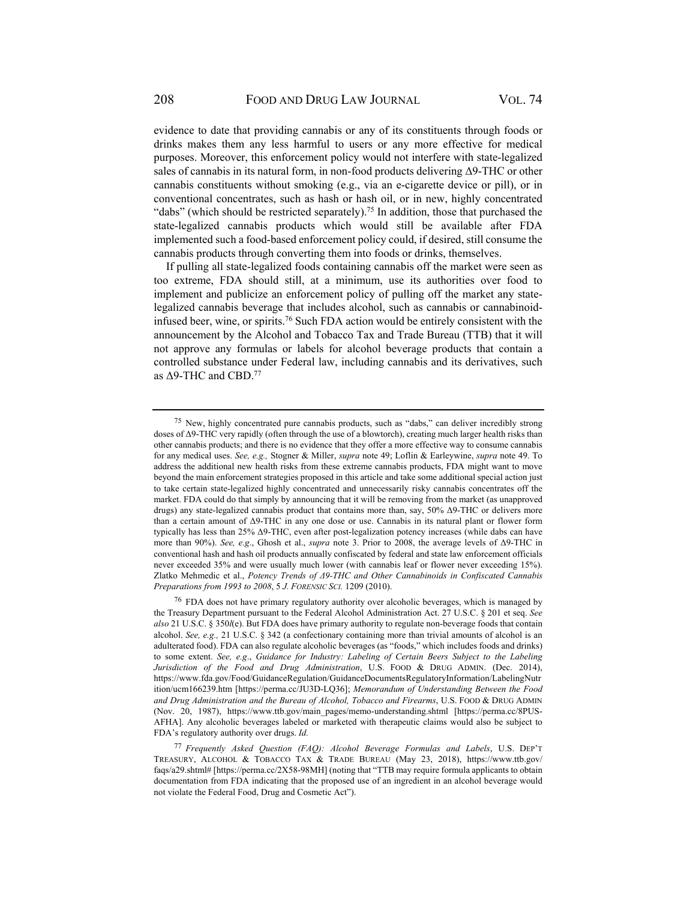evidence to date that providing cannabis or any of its constituents through foods or drinks makes them any less harmful to users or any more effective for medical purposes. Moreover, this enforcement policy would not interfere with state-legalized sales of cannabis in its natural form, in non-food products delivering Δ9-THC or other cannabis constituents without smoking (e.g., via an e-cigarette device or pill), or in conventional concentrates, such as hash or hash oil, or in new, highly concentrated "dabs" (which should be restricted separately).[75] In addition, those that purchased the state-legalized cannabis products which would still be available after FDA implemented such a food-based enforcement policy could, if desired, still consume the cannabis products through converting them into foods or drinks, themselves.

If pulling all state-legalized foods containing cannabis off the market were seen as too extreme, FDA should still, at a minimum, use its authorities over food to implement and publicize an enforcement policy of pulling off the market any state-legalized cannabis beverage that includes alcohol, such as cannabis or cannabinoid-infused beer, wine, or spirits.[76] Such FDA action would be entirely consistent with the announcement by the Alcohol and Tobacco Tax and Trade Bureau (TTB) that it will not approve any formulas or labels for alcohol beverage products that contain a controlled substance under Federal law, including cannabis and its derivatives, such as Δ9-THC and CBD.[77]

---

[75] New, highly concentrated pure cannabis products, such as "dabs," can deliver incredibly strong doses of Δ9-THC very rapidly (often through the use of a blowtorch), creating much larger health risks than other cannabis products; and there is no evidence that they offer a more effective way to consume cannabis for any medical uses. *See, e.g.,* Stogner & Miller, *supra* note 49; Loflin & Earleywine, *supra* note 49. To address the additional new health risks from these extreme cannabis products, FDA might want to move beyond the main enforcement strategies proposed in this article and take some additional special action just to take certain state-legalized highly concentrated and unnecessarily risky cannabis concentrates off the market. FDA could do that simply by announcing that it will be removing from the market (as unapproved drugs) any state-legalized cannabis product that contains more than, say, 50% Δ9-THC or delivers more than a certain amount of Δ9-THC in any one dose or use. Cannabis in its natural plant or flower form typically has less than 25% Δ9-THC, even after post-legalization potency increases (while dabs can have more than 90%). *See, e.g*., Ghosh et al., *supra* note 3. Prior to 2008, the average levels of Δ9-THC in conventional hash and hash oil products annually confiscated by federal and state law enforcement officials never exceeded 35% and were usually much lower (with cannabis leaf or flower never exceeding 15%). Zlatko Mehmedic et al., *Potency Trends of Δ9-THC and Other Cannabinoids in Confiscated Cannabis Preparations from 1993 to 2008*, 5 J. FORENSIC SCI. 1209 (2010).

[76] FDA does not have primary regulatory authority over alcoholic beverages, which is managed by the Treasury Department pursuant to the Federal Alcohol Administration Act. 27 U.S.C. § 201 et seq. *See also* 21 U.S.C. § 350*l*(e). But FDA does have primary authority to regulate non-beverage foods that contain alcohol. *See, e.g.,* 21 U.S.C. § 342 (a confectionary containing more than trivial amounts of alcohol is an adulterated food). FDA can also regulate alcoholic beverages (as "foods," which includes foods and drinks) to some extent. *See, e.g*., *Guidance for Industry: Labeling of Certain Beers Subject to the Labeling Jurisdiction of the Food and Drug Administration*, U.S. FOOD & DRUG ADMIN. (Dec. 2014), https://www.fda.gov/Food/GuidanceRegulation/GuidanceDocumentsRegulatoryInformation/LabelingNutrition/ucm166239.htm [https://perma.cc/JU3D-LQ36]; *Memorandum of Understanding Between the Food and Drug Administration and the Bureau of Alcohol, Tobacco and Firearms*, U.S. FOOD & DRUG ADMIN (Nov. 20, 1987), https://www.ttb.gov/main_pages/memo-understanding.shtml [https://perma.cc/8PUS-AFHA]. Any alcoholic beverages labeled or marketed with therapeutic claims would also be subject to FDA's regulatory authority over drugs. *Id.*

[77] *Frequently Asked Question (FAQ): Alcohol Beverage Formulas and Labels*, U.S. DEP'T TREASURY, ALCOHOL & TOBACCO TAX & TRADE BUREAU (May 23, 2018), https://www.ttb.gov/faqs/a29.shtml# [https://perma.cc/2X58-98MH] (noting that "TTB may require formula applicants to obtain documentation from FDA indicating that the proposed use of an ingredient in an alcohol beverage would not violate the Federal Food, Drug and Cosmetic Act").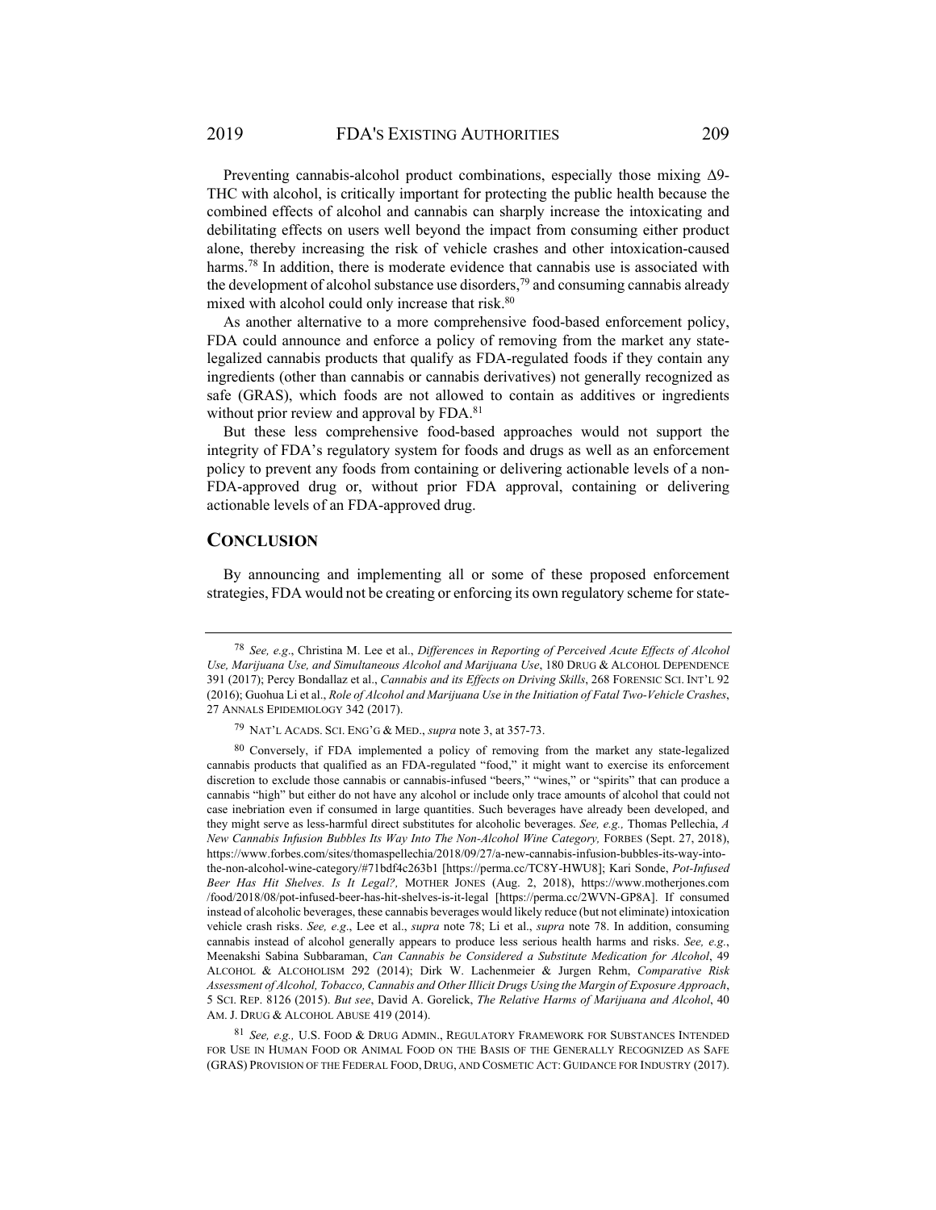Preventing cannabis-alcohol product combinations, especially those mixing Δ9-THC with alcohol, is critically important for protecting the public health because the combined effects of alcohol and cannabis can sharply increase the intoxicating and debilitating effects on users well beyond the impact from consuming either product alone, thereby increasing the risk of vehicle crashes and other intoxication-caused harms.[78] In addition, there is moderate evidence that cannabis use is associated with the development of alcohol substance use disorders,[79] and consuming cannabis already mixed with alcohol could only increase that risk.[80]

As another alternative to a more comprehensive food-based enforcement policy, FDA could announce and enforce a policy of removing from the market any state-legalized cannabis products that qualify as FDA-regulated foods if they contain any ingredients (other than cannabis or cannabis derivatives) not generally recognized as safe (GRAS), which foods are not allowed to contain as additives or ingredients without prior review and approval by FDA.[81]

But these less comprehensive food-based approaches would not support the integrity of FDA's regulatory system for foods and drugs as well as an enforcement policy to prevent any foods from containing or delivering actionable levels of a non-FDA-approved drug or, without prior FDA approval, containing or delivering actionable levels of an FDA-approved drug.

## CONCLUSION

By announcing and implementing all or some of these proposed enforcement strategies, FDA would not be creating or enforcing its own regulatory scheme for state-

---

[78] *See, e.g.*, Christina M. Lee et al., *Differences in Reporting of Perceived Acute Effects of Alcohol Use, Marijuana Use, and Simultaneous Alcohol and Marijuana Use*, 180 DRUG & ALCOHOL DEPENDENCE 391 (2017); Percy Bondallaz et al., *Cannabis and its Effects on Driving Skills*, 268 FORENSIC SCI. INT'L 92 (2016); Guohua Li et al., *Role of Alcohol and Marijuana Use in the Initiation of Fatal Two-Vehicle Crashes*, 27 ANNALS EPIDEMIOLOGY 342 (2017).

[79] NAT'L ACADS. SCI. ENG'G & MED., *supra* note 3, at 357-73.

[80] Conversely, if FDA implemented a policy of removing from the market any state-legalized cannabis products that qualified as an FDA-regulated "food," it might want to exercise its enforcement discretion to exclude those cannabis or cannabis-infused "beers," "wines," or "spirits" that can produce a cannabis "high" but either do not have any alcohol or include only trace amounts of alcohol that could not case inebriation even if consumed in large quantities. Such beverages have already been developed, and they might serve as less-harmful direct substitutes for alcoholic beverages. *See, e.g.,* Thomas Pellechia, *A New Cannabis Infusion Bubbles Its Way Into The Non-Alcohol Wine Category,* FORBES (Sept. 27, 2018), https://www.forbes.com/sites/thomaspellechia/2018/09/27/a-new-cannabis-infusion-bubbles-its-way-into-the-non-alcohol-wine-category/#71bdf4c263b1 [https://perma.cc/TC8Y-HWU8]; Kari Sonde, *Pot-Infused Beer Has Hit Shelves. Is It Legal?,* MOTHER JONES (Aug. 2, 2018), https://www.motherjones.com/food/2018/08/pot-infused-beer-has-hit-shelves-is-it-legal [https://perma.cc/2WVN-GP8A]. If consumed instead of alcoholic beverages, these cannabis beverages would likely reduce (but not eliminate) intoxication vehicle crash risks. *See, e.g.*, Lee et al., *supra* note 78; Li et al., *supra* note 78. In addition, consuming cannabis instead of alcohol generally appears to produce less serious health harms and risks. *See, e.g.*, Meenakshi Sabina Subbaraman, *Can Cannabis be Considered a Substitute Medication for Alcohol*, 49 ALCOHOL & ALCOHOLISM 292 (2014); Dirk W. Lachenmeier & Jurgen Rehm, *Comparative Risk Assessment of Alcohol, Tobacco, Cannabis and Other Illicit Drugs Using the Margin of Exposure Approach*, 5 SCI. REP. 8126 (2015). *But see*, David A. Gorelick, *The Relative Harms of Marijuana and Alcohol*, 40 AM. J. DRUG & ALCOHOL ABUSE 419 (2014).

[81] *See, e.g.,* U.S. FOOD & DRUG ADMIN., REGULATORY FRAMEWORK FOR SUBSTANCES INTENDED FOR USE IN HUMAN FOOD OR ANIMAL FOOD ON THE BASIS OF THE GENERALLY RECOGNIZED AS SAFE (GRAS) PROVISION OF THE FEDERAL FOOD, DRUG, AND COSMETIC ACT: GUIDANCE FOR INDUSTRY (2017).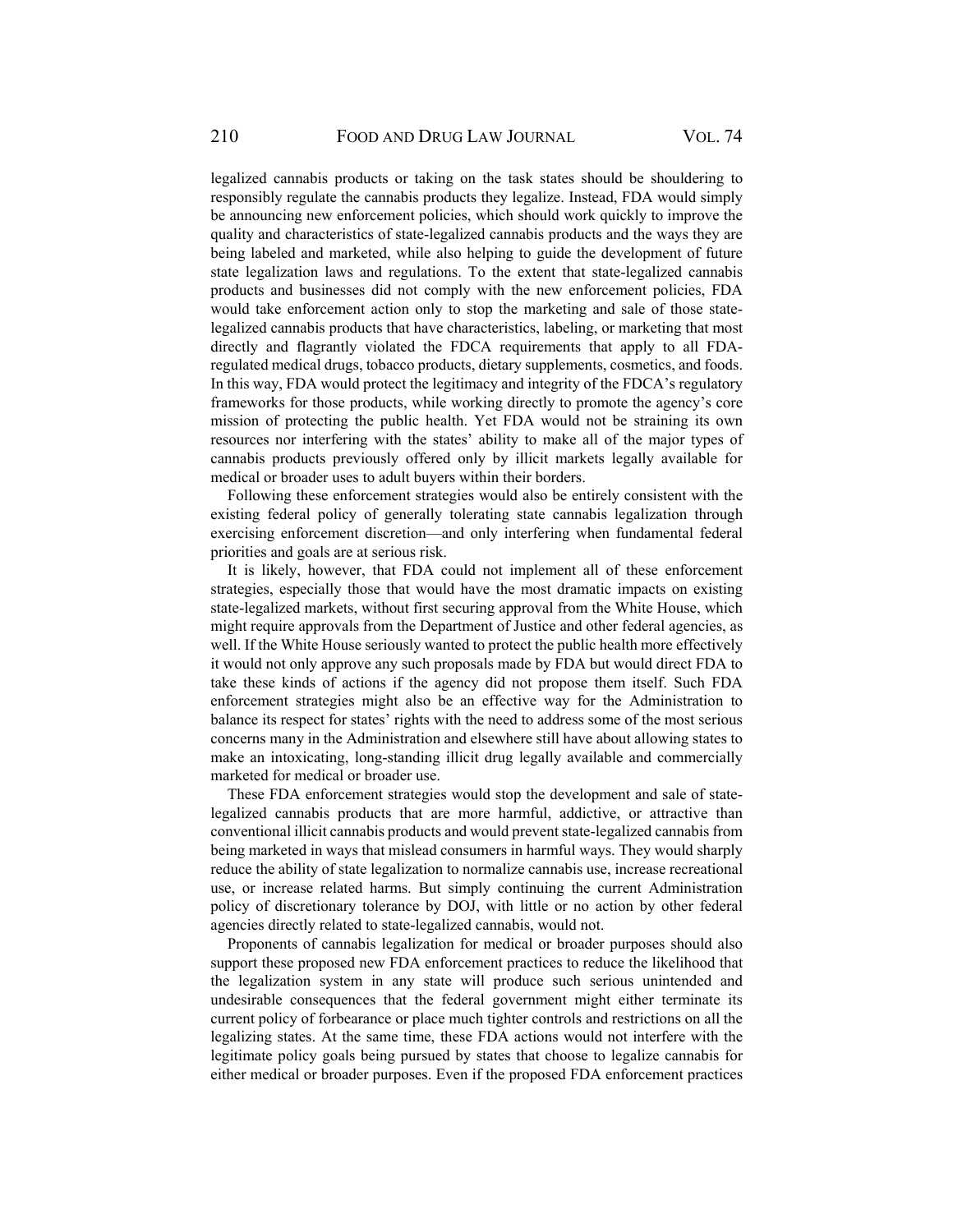legalized cannabis products or taking on the task states should be shouldering to responsibly regulate the cannabis products they legalize. Instead, FDA would simply be announcing new enforcement policies, which should work quickly to improve the quality and characteristics of state-legalized cannabis products and the ways they are being labeled and marketed, while also helping to guide the development of future state legalization laws and regulations. To the extent that state-legalized cannabis products and businesses did not comply with the new enforcement policies, FDA would take enforcement action only to stop the marketing and sale of those state-legalized cannabis products that have characteristics, labeling, or marketing that most directly and flagrantly violated the FDCA requirements that apply to all FDA-regulated medical drugs, tobacco products, dietary supplements, cosmetics, and foods. In this way, FDA would protect the legitimacy and integrity of the FDCA's regulatory frameworks for those products, while working directly to promote the agency's core mission of protecting the public health. Yet FDA would not be straining its own resources nor interfering with the states' ability to make all of the major types of cannabis products previously offered only by illicit markets legally available for medical or broader uses to adult buyers within their borders.

Following these enforcement strategies would also be entirely consistent with the existing federal policy of generally tolerating state cannabis legalization through exercising enforcement discretion—and only interfering when fundamental federal priorities and goals are at serious risk.

It is likely, however, that FDA could not implement all of these enforcement strategies, especially those that would have the most dramatic impacts on existing state-legalized markets, without first securing approval from the White House, which might require approvals from the Department of Justice and other federal agencies, as well. If the White House seriously wanted to protect the public health more effectively it would not only approve any such proposals made by FDA but would direct FDA to take these kinds of actions if the agency did not propose them itself. Such FDA enforcement strategies might also be an effective way for the Administration to balance its respect for states' rights with the need to address some of the most serious concerns many in the Administration and elsewhere still have about allowing states to make an intoxicating, long-standing illicit drug legally available and commercially marketed for medical or broader use.

These FDA enforcement strategies would stop the development and sale of state-legalized cannabis products that are more harmful, addictive, or attractive than conventional illicit cannabis products and would prevent state-legalized cannabis from being marketed in ways that mislead consumers in harmful ways. They would sharply reduce the ability of state legalization to normalize cannabis use, increase recreational use, or increase related harms. But simply continuing the current Administration policy of discretionary tolerance by DOJ, with little or no action by other federal agencies directly related to state-legalized cannabis, would not.

Proponents of cannabis legalization for medical or broader purposes should also support these proposed new FDA enforcement practices to reduce the likelihood that the legalization system in any state will produce such serious unintended and undesirable consequences that the federal government might either terminate its current policy of forbearance or place much tighter controls and restrictions on all the legalizing states. At the same time, these FDA actions would not interfere with the legitimate policy goals being pursued by states that choose to legalize cannabis for either medical or broader purposes. Even if the proposed FDA enforcement practices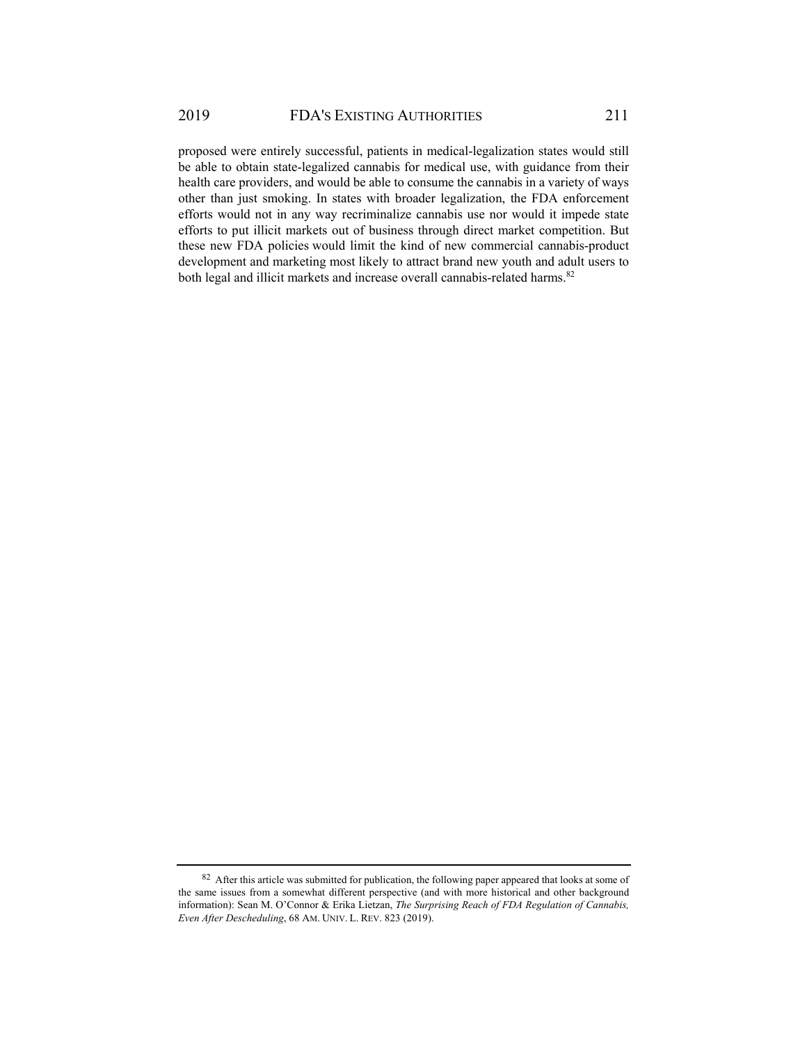proposed were entirely successful, patients in medical-legalization states would still be able to obtain state-legalized cannabis for medical use, with guidance from their health care providers, and would be able to consume the cannabis in a variety of ways other than just smoking. In states with broader legalization, the FDA enforcement efforts would not in any way recriminalize cannabis use nor would it impede state efforts to put illicit markets out of business through direct market competition. But these new FDA policies would limit the kind of new commercial cannabis-product development and marketing most likely to attract brand new youth and adult users to both legal and illicit markets and increase overall cannabis-related harms.[82]

---

[82] After this article was submitted for publication, the following paper appeared that looks at some of the same issues from a somewhat different perspective (and with more historical and other background information): Sean M. O'Connor & Erika Lietzan, *The Surprising Reach of FDA Regulation of Cannabis, Even After Descheduling*, 68 AM. UNIV. L. REV. 823 (2019).